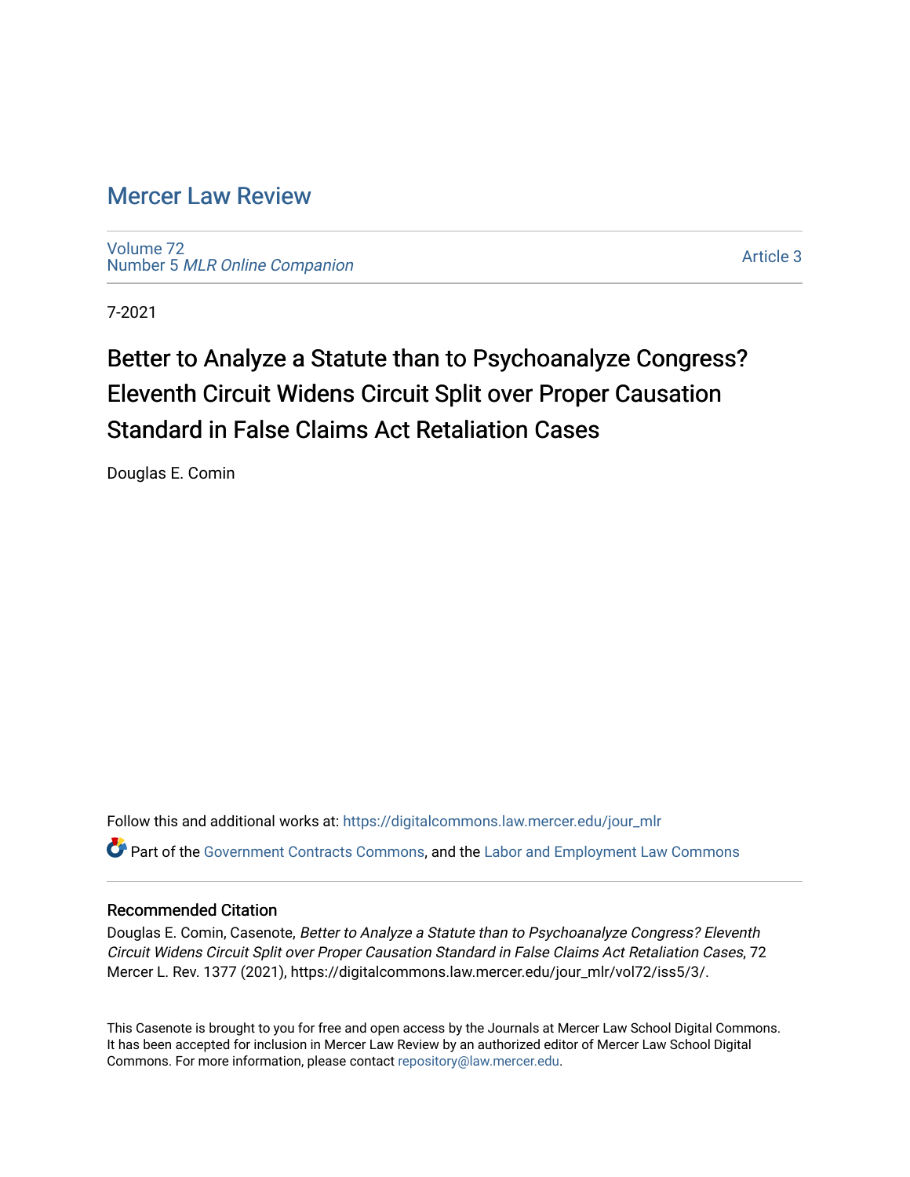# Mercer Law Review

Volume 72
Number 5 *MLR Online Companion*

Article 3

7-2021

## Better to Analyze a Statute than to Psychoanalyze Congress? Eleventh Circuit Widens Circuit Split over Proper Causation Standard in False Claims Act Retaliation Cases

Douglas E. Comin

Follow this and additional works at: https://digitalcommons.law.mercer.edu/jour_mlr

Part of the Government Contracts Commons, and the Labor and Employment Law Commons

### Recommended Citation

Douglas E. Comin, Casenote, *Better to Analyze a Statute than to Psychoanalyze Congress? Eleventh Circuit Widens Circuit Split over Proper Causation Standard in False Claims Act Retaliation Cases*, 72 Mercer L. Rev. 1377 (2021), https://digitalcommons.law.mercer.edu/jour_mlr/vol72/iss5/3/.

This Casenote is brought to you for free and open access by the Journals at Mercer Law School Digital Commons. It has been accepted for inclusion in Mercer Law Review by an authorized editor of Mercer Law School Digital Commons. For more information, please contact repository@law.mercer.edu.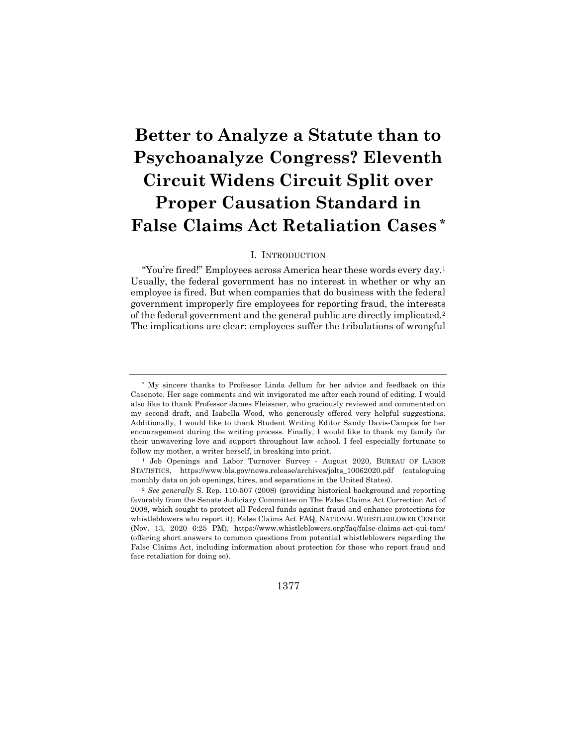# Better to Analyze a Statute than to Psychoanalyze Congress? Eleventh Circuit Widens Circuit Split over Proper Causation Standard in False Claims Act Retaliation Cases [*]

## I. Introduction

"You're fired!" Employees across America hear these words every day.[1] Usually, the federal government has no interest in whether or why an employee is fired. But when companies that do business with the federal government improperly fire employees for reporting fraud, the interests of the federal government and the general public are directly implicated.[2] The implications are clear: employees suffer the tribulations of wrongful

---

[*] My sincere thanks to Professor Linda Jellum for her advice and feedback on this Casenote. Her sage comments and wit invigorated me after each round of editing. I would also like to thank Professor James Fleissner, who graciously reviewed and commented on my second draft, and Isabella Wood, who generously offered very helpful suggestions. Additionally, I would like to thank Student Writing Editor Sandy Davis-Campos for her encouragement during the writing process. Finally, I would like to thank my family for their unwavering love and support throughout law school. I feel especially fortunate to follow my mother, a writer herself, in breaking into print.

[1] Job Openings and Labor Turnover Survey - August 2020, BUREAU OF LABOR STATISTICS, https://www.bls.gov/news.release/archives/jolts_10062020.pdf (cataloguing monthly data on job openings, hires, and separations in the United States).

[2] *See generally* S. Rep. 110-507 (2008) (providing historical background and reporting favorably from the Senate Judiciary Committee on The False Claims Act Correction Act of 2008, which sought to protect all Federal funds against fraud and enhance protections for whistleblowers who report it); False Claims Act FAQ, NATIONAL WHISTLEBLOWER CENTER (Nov. 13, 2020 6:25 PM), https://www.whistleblowers.org/faq/false-claims-act-qui-tam/ (offering short answers to common questions from potential whistleblowers regarding the False Claims Act, including information about protection for those who report fraud and face retaliation for doing so).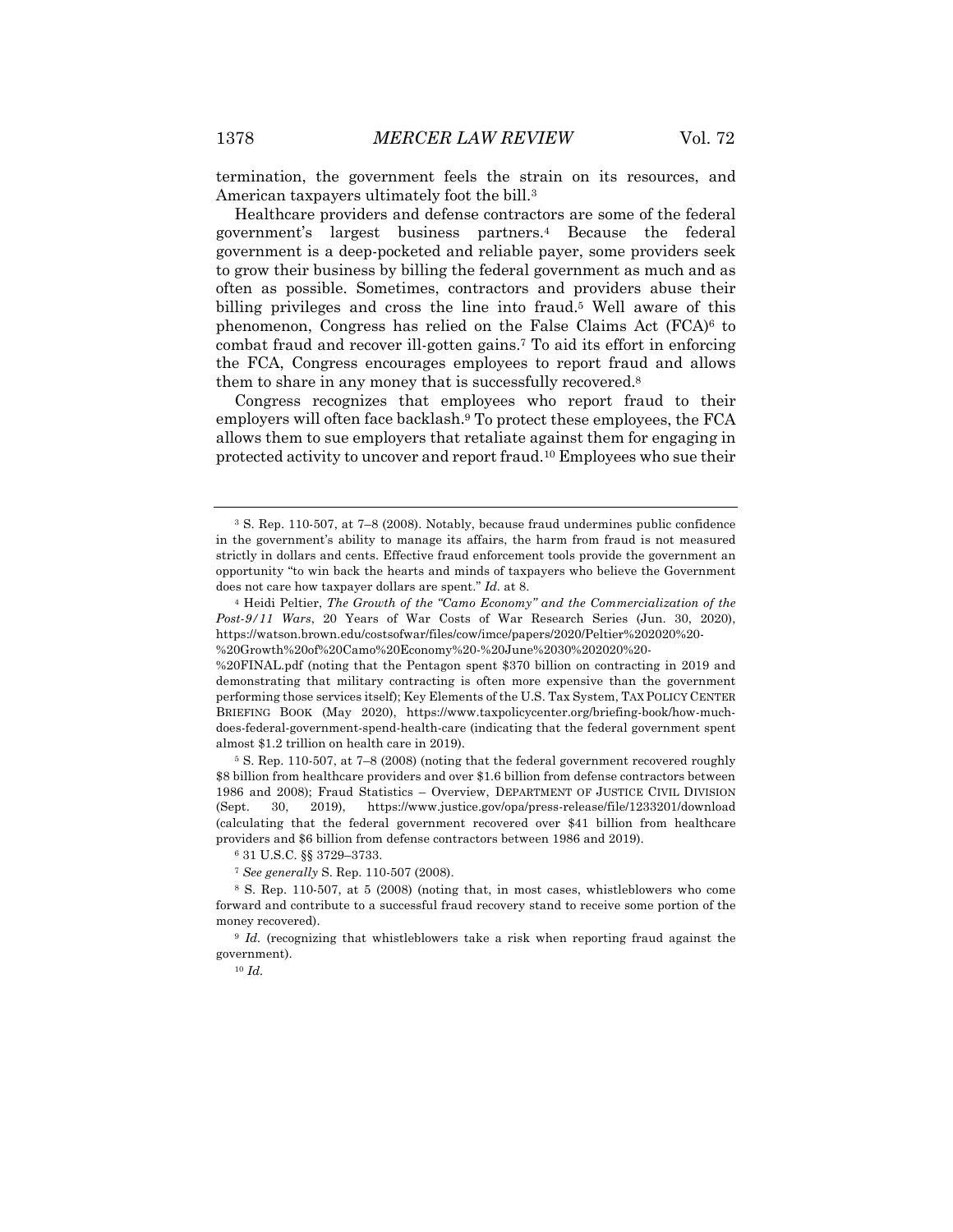termination, the government feels the strain on its resources, and American taxpayers ultimately foot the bill.[3]

Healthcare providers and defense contractors are some of the federal government's largest business partners.[4] Because the federal government is a deep-pocketed and reliable payer, some providers seek to grow their business by billing the federal government as much and as often as possible. Sometimes, contractors and providers abuse their billing privileges and cross the line into fraud.[5] Well aware of this phenomenon, Congress has relied on the False Claims Act (FCA)[6] to combat fraud and recover ill-gotten gains.[7] To aid its effort in enforcing the FCA, Congress encourages employees to report fraud and allows them to share in any money that is successfully recovered.[8]

Congress recognizes that employees who report fraud to their employers will often face backlash.[9] To protect these employees, the FCA allows them to sue employers that retaliate against them for engaging in protected activity to uncover and report fraud.[10] Employees who sue their

---

[3] S. Rep. 110-507, at 7–8 (2008). Notably, because fraud undermines public confidence in the government's ability to manage its affairs, the harm from fraud is not measured strictly in dollars and cents. Effective fraud enforcement tools provide the government an opportunity "to win back the hearts and minds of taxpayers who believe the Government does not care how taxpayer dollars are spent." *Id.* at 8.

[4] Heidi Peltier, *The Growth of the "Camo Economy" and the Commercialization of the Post-9/11 Wars*, 20 Years of War Costs of War Research Series (Jun. 30, 2020), https://watson.brown.edu/costsofwar/files/cow/imce/papers/2020/Peltier%202020%20-%20Growth%20of%20Camo%20Economy%20-%20June%2030%202020%20-%20FINAL.pdf (noting that the Pentagon spent $370 billion on contracting in 2019 and demonstrating that military contracting is often more expensive than the government performing those services itself); Key Elements of the U.S. Tax System, TAX POLICY CENTER BRIEFING BOOK (May 2020), https://www.taxpolicycenter.org/briefing-book/how-much-does-federal-government-spend-health-care (indicating that the federal government spent almost $1.2 trillion on health care in 2019).

[5] S. Rep. 110-507, at 7–8 (2008) (noting that the federal government recovered roughly $8 billion from healthcare providers and over $1.6 billion from defense contractors between 1986 and 2008); Fraud Statistics – Overview, DEPARTMENT OF JUSTICE CIVIL DIVISION (Sept. 30, 2019), https://www.justice.gov/opa/press-release/file/1233201/download (calculating that the federal government recovered over $41 billion from healthcare providers and $6 billion from defense contractors between 1986 and 2019).

[6] 31 U.S.C. §§ 3729–3733.

[7] *See generally* S. Rep. 110-507 (2008).

[8] S. Rep. 110-507, at 5 (2008) (noting that, in most cases, whistleblowers who come forward and contribute to a successful fraud recovery stand to receive some portion of the money recovered).

[9] *Id.* (recognizing that whistleblowers take a risk when reporting fraud against the government).

[10] *Id.*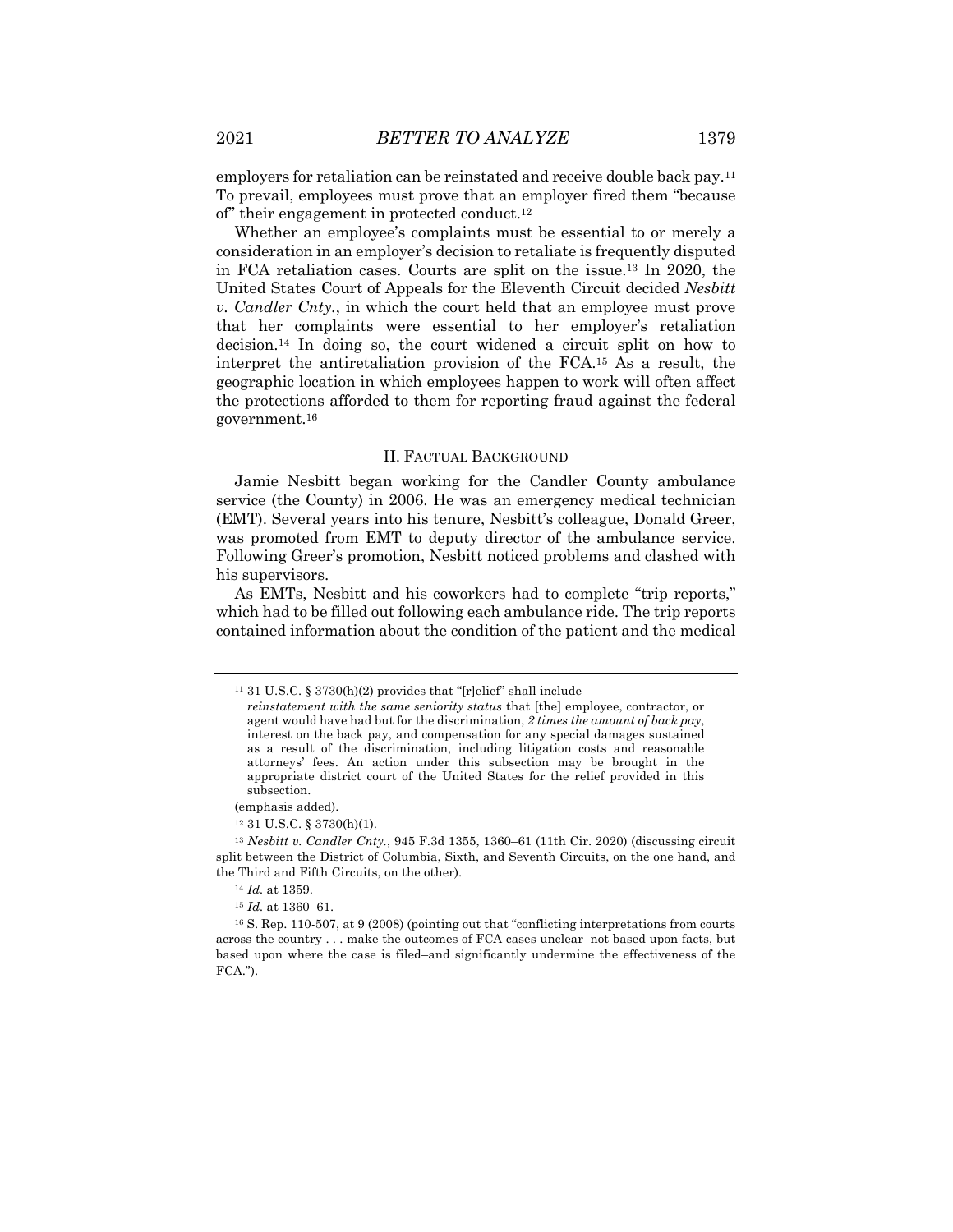employers for retaliation can be reinstated and receive double back pay.[11] To prevail, employees must prove that an employer fired them "because of" their engagement in protected conduct.[12]

Whether an employee's complaints must be essential to or merely a consideration in an employer's decision to retaliate is frequently disputed in FCA retaliation cases. Courts are split on the issue.[13] In 2020, the United States Court of Appeals for the Eleventh Circuit decided *Nesbitt v. Candler Cnty.*, in which the court held that an employee must prove that her complaints were essential to her employer's retaliation decision.[14] In doing so, the court widened a circuit split on how to interpret the antiretaliation provision of the FCA.[15] As a result, the geographic location in which employees happen to work will often affect the protections afforded to them for reporting fraud against the federal government.[16]

## II. Factual Background

Jamie Nesbitt began working for the Candler County ambulance service (the County) in 2006. He was an emergency medical technician (EMT). Several years into his tenure, Nesbitt's colleague, Donald Greer, was promoted from EMT to deputy director of the ambulance service. Following Greer's promotion, Nesbitt noticed problems and clashed with his supervisors.

As EMTs, Nesbitt and his coworkers had to complete "trip reports," which had to be filled out following each ambulance ride. The trip reports contained information about the condition of the patient and the medical

---

[11] 31 U.S.C. § 3730(h)(2) provides that "[r]elief" shall include

> *reinstatement with the same seniority status* that [the] employee, contractor, or agent would have had but for the discrimination, *2 times the amount of back pay*, interest on the back pay, and compensation for any special damages sustained as a result of the discrimination, including litigation costs and reasonable attorneys' fees. An action under this subsection may be brought in the appropriate district court of the United States for the relief provided in this subsection.

(emphasis added).

[12] 31 U.S.C. § 3730(h)(1).

[13] *Nesbitt v. Candler Cnty.*, 945 F.3d 1355, 1360–61 (11th Cir. 2020) (discussing circuit split between the District of Columbia, Sixth, and Seventh Circuits, on the one hand, and the Third and Fifth Circuits, on the other).

[14] *Id.* at 1359.

[15] *Id.* at 1360–61.

[16] S. Rep. 110-507, at 9 (2008) (pointing out that "conflicting interpretations from courts across the country . . . make the outcomes of FCA cases unclear–not based upon facts, but based upon where the case is filed–and significantly undermine the effectiveness of the FCA.").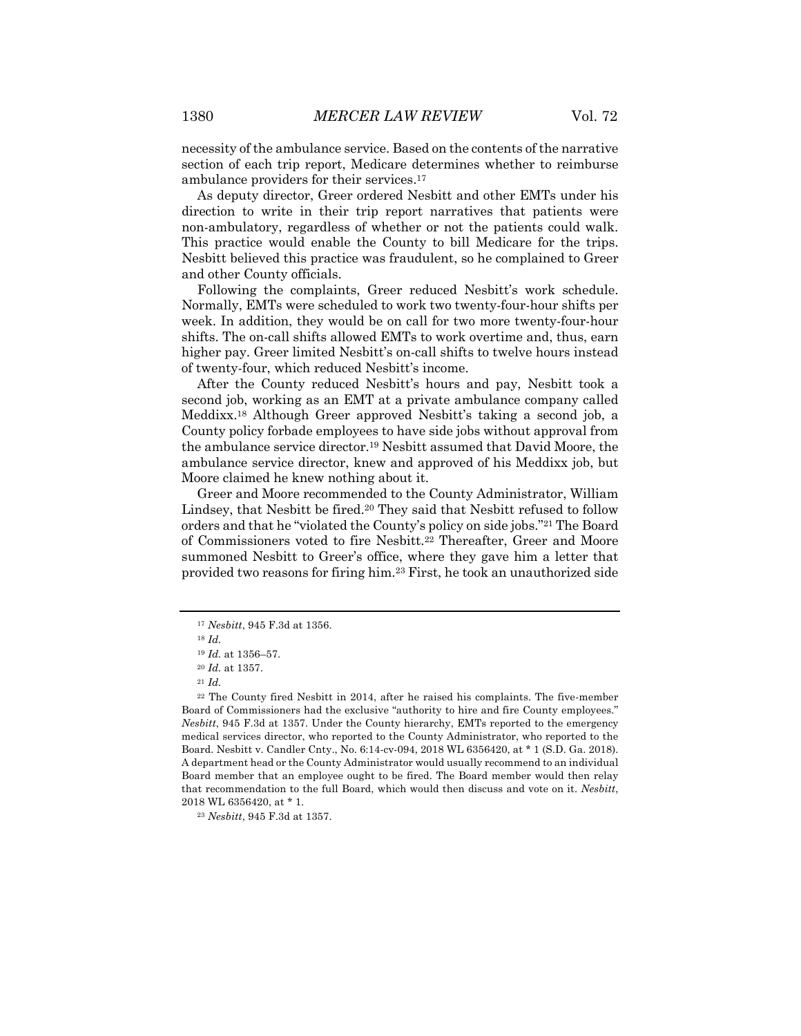necessity of the ambulance service. Based on the contents of the narrative section of each trip report, Medicare determines whether to reimburse ambulance providers for their services.[17]

As deputy director, Greer ordered Nesbitt and other EMTs under his direction to write in their trip report narratives that patients were non-ambulatory, regardless of whether or not the patients could walk. This practice would enable the County to bill Medicare for the trips. Nesbitt believed this practice was fraudulent, so he complained to Greer and other County officials.

Following the complaints, Greer reduced Nesbitt's work schedule. Normally, EMTs were scheduled to work two twenty-four-hour shifts per week. In addition, they would be on call for two more twenty-four-hour shifts. The on-call shifts allowed EMTs to work overtime and, thus, earn higher pay. Greer limited Nesbitt's on-call shifts to twelve hours instead of twenty-four, which reduced Nesbitt's income.

After the County reduced Nesbitt's hours and pay, Nesbitt took a second job, working as an EMT at a private ambulance company called Meddixx.[18] Although Greer approved Nesbitt's taking a second job, a County policy forbade employees to have side jobs without approval from the ambulance service director.[19] Nesbitt assumed that David Moore, the ambulance service director, knew and approved of his Meddixx job, but Moore claimed he knew nothing about it.

Greer and Moore recommended to the County Administrator, William Lindsey, that Nesbitt be fired.[20] They said that Nesbitt refused to follow orders and that he "violated the County's policy on side jobs."[21] The Board of Commissioners voted to fire Nesbitt.[22] Thereafter, Greer and Moore summoned Nesbitt to Greer's office, where they gave him a letter that provided two reasons for firing him.[23] First, he took an unauthorized side

---

[17] *Nesbitt*, 945 F.3d at 1356.

[18] *Id.*

[19] *Id.* at 1356–57.

[20] *Id.* at 1357.

[21] *Id.*

[22] The County fired Nesbitt in 2014, after he raised his complaints. The five-member Board of Commissioners had the exclusive "authority to hire and fire County employees." *Nesbitt*, 945 F.3d at 1357. Under the County hierarchy, EMTs reported to the emergency medical services director, who reported to the County Administrator, who reported to the Board. Nesbitt v. Candler Cnty., No. 6:14-cv-094, 2018 WL 6356420, at * 1 (S.D. Ga. 2018). A department head or the County Administrator would usually recommend to an individual Board member that an employee ought to be fired. The Board member would then relay that recommendation to the full Board, which would then discuss and vote on it. *Nesbitt*, 2018 WL 6356420, at * 1.

[23] *Nesbitt*, 945 F.3d at 1357.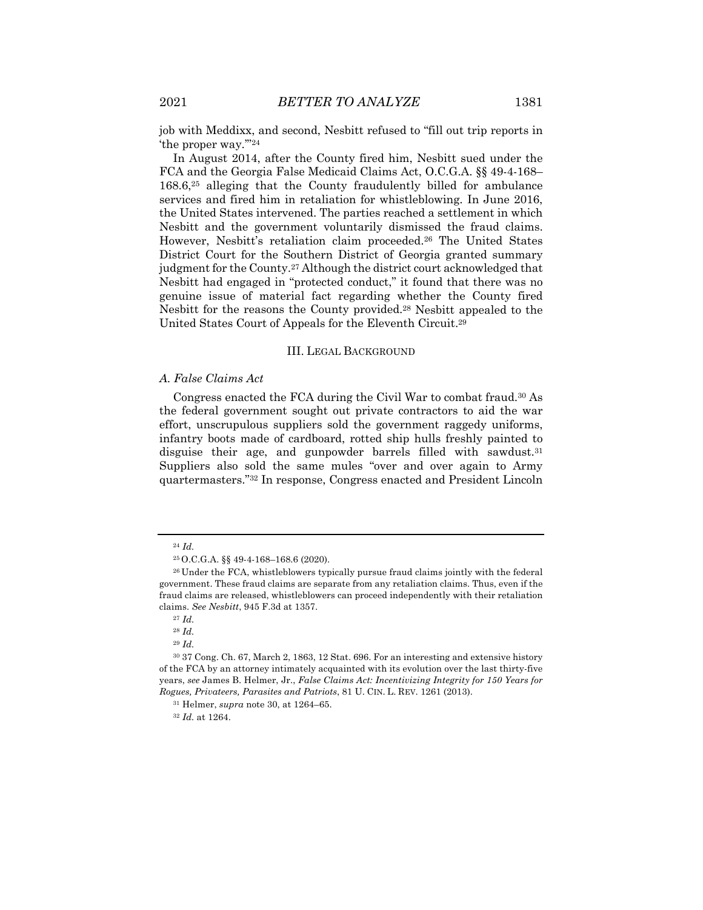job with Meddixx, and second, Nesbitt refused to "fill out trip reports in 'the proper way.'"[24]

In August 2014, after the County fired him, Nesbitt sued under the FCA and the Georgia False Medicaid Claims Act, O.C.G.A. §§ 49-4-168–168.6,[25] alleging that the County fraudulently billed for ambulance services and fired him in retaliation for whistleblowing. In June 2016, the United States intervened. The parties reached a settlement in which Nesbitt and the government voluntarily dismissed the fraud claims. However, Nesbitt's retaliation claim proceeded.[26] The United States District Court for the Southern District of Georgia granted summary judgment for the County.[27] Although the district court acknowledged that Nesbitt had engaged in "protected conduct," it found that there was no genuine issue of material fact regarding whether the County fired Nesbitt for the reasons the County provided.[28] Nesbitt appealed to the United States Court of Appeals for the Eleventh Circuit.[29]

## III. Legal Background

### *A. False Claims Act*

Congress enacted the FCA during the Civil War to combat fraud.[30] As the federal government sought out private contractors to aid the war effort, unscrupulous suppliers sold the government raggedy uniforms, infantry boots made of cardboard, rotted ship hulls freshly painted to disguise their age, and gunpowder barrels filled with sawdust.[31] Suppliers also sold the same mules "over and over again to Army quartermasters."[32] In response, Congress enacted and President Lincoln

---

[24] *Id.*

[25] O.C.G.A. §§ 49-4-168–168.6 (2020).

[26] Under the FCA, whistleblowers typically pursue fraud claims jointly with the federal government. These fraud claims are separate from any retaliation claims. Thus, even if the fraud claims are released, whistleblowers can proceed independently with their retaliation claims. *See Nesbitt*, 945 F.3d at 1357.

[27] *Id.*

[28] *Id.*

[29] *Id.*

[30] 37 Cong. Ch. 67, March 2, 1863, 12 Stat. 696. For an interesting and extensive history of the FCA by an attorney intimately acquainted with its evolution over the last thirty-five years, *see* James B. Helmer, Jr., *False Claims Act: Incentivizing Integrity for 150 Years for Rogues, Privateers, Parasites and Patriots*, 81 U. CIN. L. REV. 1261 (2013).

[31] Helmer, *supra* note 30, at 1264–65.

[32] *Id.* at 1264.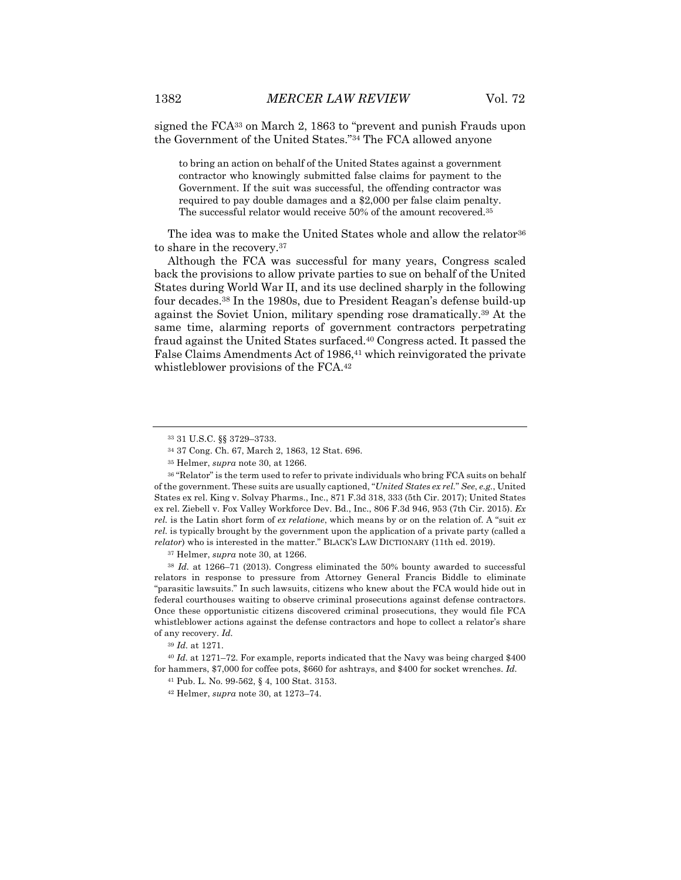signed the FCA[33] on March 2, 1863 to "prevent and punish Frauds upon the Government of the United States."[34] The FCA allowed anyone

> to bring an action on behalf of the United States against a government contractor who knowingly submitted false claims for payment to the Government. If the suit was successful, the offending contractor was required to pay double damages and a $2,000 per false claim penalty. The successful relator would receive 50% of the amount recovered.[35]

The idea was to make the United States whole and allow the relator[36] to share in the recovery.[37]

Although the FCA was successful for many years, Congress scaled back the provisions to allow private parties to sue on behalf of the United States during World War II, and its use declined sharply in the following four decades.[38] In the 1980s, due to President Reagan's defense build-up against the Soviet Union, military spending rose dramatically.[39] At the same time, alarming reports of government contractors perpetrating fraud against the United States surfaced.[40] Congress acted. It passed the False Claims Amendments Act of 1986,[41] which reinvigorated the private whistleblower provisions of the FCA.[42]

---

[33] 31 U.S.C. §§ 3729–3733.

[34] 37 Cong. Ch. 67, March 2, 1863, 12 Stat. 696.

[35] Helmer, *supra* note 30, at 1266.

[36] "Relator" is the term used to refer to private individuals who bring FCA suits on behalf of the government. These suits are usually captioned, "*United States ex rel.*" *See*, *e.g.*, United States ex rel. King v. Solvay Pharms., Inc., 871 F.3d 318, 333 (5th Cir. 2017); United States ex rel. Ziebell v. Fox Valley Workforce Dev. Bd., Inc., 806 F.3d 946, 953 (7th Cir. 2015). *Ex rel.* is the Latin short form of *ex relatione*, which means by or on the relation of. A "suit *ex rel.* is typically brought by the government upon the application of a private party (called a *relator*) who is interested in the matter." BLACK'S LAW DICTIONARY (11th ed. 2019).

[37] Helmer, *supra* note 30, at 1266.

[38] *Id.* at 1266–71 (2013). Congress eliminated the 50% bounty awarded to successful relators in response to pressure from Attorney General Francis Biddle to eliminate "parasitic lawsuits." In such lawsuits, citizens who knew about the FCA would hide out in federal courthouses waiting to observe criminal prosecutions against defense contractors. Once these opportunistic citizens discovered criminal prosecutions, they would file FCA whistleblower actions against the defense contractors and hope to collect a relator's share of any recovery. *Id.*

[39] *Id.* at 1271.

[40] *Id.* at 1271–72. For example, reports indicated that the Navy was being charged $400 for hammers, $7,000 for coffee pots, $660 for ashtrays, and $400 for socket wrenches. *Id.*

[41] Pub. L. No. 99-562, § 4, 100 Stat. 3153.

[42] Helmer, *supra* note 30, at 1273–74.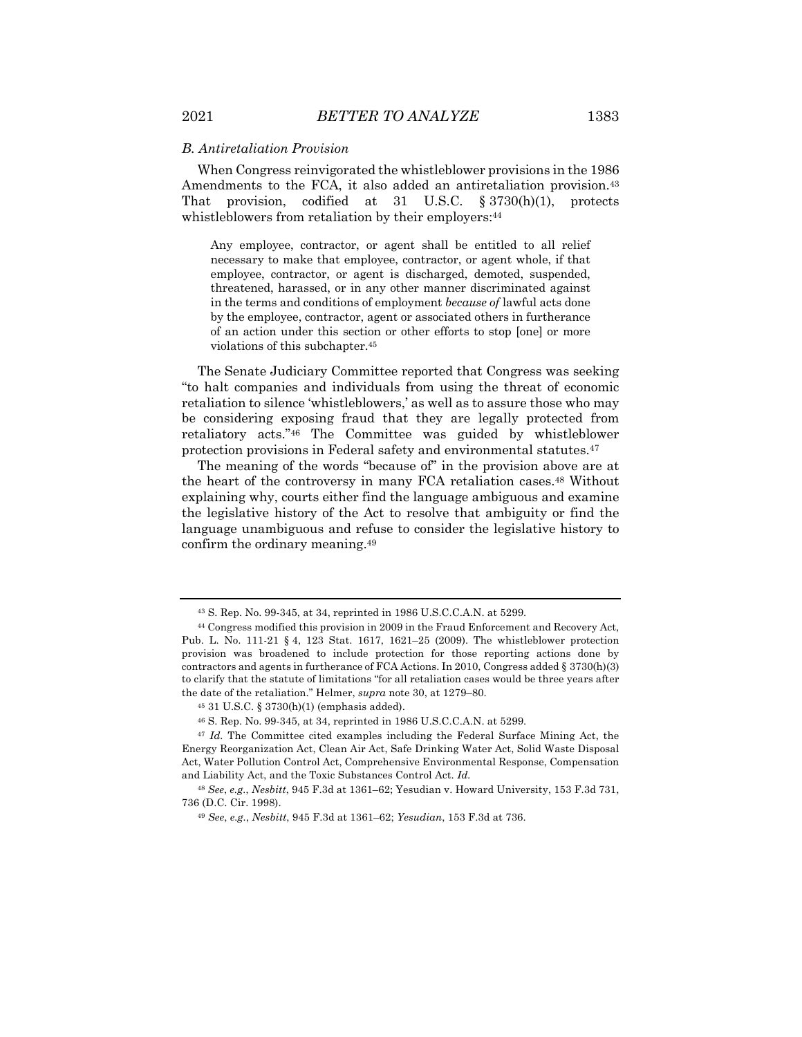### *B. Antiretaliation Provision*

When Congress reinvigorated the whistleblower provisions in the 1986 Amendments to the FCA, it also added an antiretaliation provision.[43] That provision, codified at 31 U.S.C. § 3730(h)(1), protects whistleblowers from retaliation by their employers:[44]

> Any employee, contractor, or agent shall be entitled to all relief necessary to make that employee, contractor, or agent whole, if that employee, contractor, or agent is discharged, demoted, suspended, threatened, harassed, or in any other manner discriminated against in the terms and conditions of employment *because of* lawful acts done by the employee, contractor, agent or associated others in furtherance of an action under this section or other efforts to stop [one] or more violations of this subchapter.[45]

The Senate Judiciary Committee reported that Congress was seeking "to halt companies and individuals from using the threat of economic retaliation to silence 'whistleblowers,' as well as to assure those who may be considering exposing fraud that they are legally protected from retaliatory acts."[46] The Committee was guided by whistleblower protection provisions in Federal safety and environmental statutes.[47]

The meaning of the words "because of" in the provision above are at the heart of the controversy in many FCA retaliation cases.[48] Without explaining why, courts either find the language ambiguous and examine the legislative history of the Act to resolve that ambiguity or find the language unambiguous and refuse to consider the legislative history to confirm the ordinary meaning.[49]

---

[43] S. Rep. No. 99-345, at 34, reprinted in 1986 U.S.C.C.A.N. at 5299.

[44] Congress modified this provision in 2009 in the Fraud Enforcement and Recovery Act, Pub. L. No. 111-21 § 4, 123 Stat. 1617, 1621–25 (2009). The whistleblower protection provision was broadened to include protection for those reporting actions done by contractors and agents in furtherance of FCA Actions. In 2010, Congress added § 3730(h)(3) to clarify that the statute of limitations "for all retaliation cases would be three years after the date of the retaliation." Helmer, *supra* note 30, at 1279–80.

[45] 31 U.S.C. § 3730(h)(1) (emphasis added).

[46] S. Rep. No. 99-345, at 34, reprinted in 1986 U.S.C.C.A.N. at 5299.

[47] *Id.* The Committee cited examples including the Federal Surface Mining Act, the Energy Reorganization Act, Clean Air Act, Safe Drinking Water Act, Solid Waste Disposal Act, Water Pollution Control Act, Comprehensive Environmental Response, Compensation and Liability Act, and the Toxic Substances Control Act. *Id.*

[48] *See*, *e.g.*, *Nesbitt*, 945 F.3d at 1361–62; Yesudian v. Howard University, 153 F.3d 731, 736 (D.C. Cir. 1998).

[49] *See*, *e.g.*, *Nesbitt*, 945 F.3d at 1361–62; *Yesudian*, 153 F.3d at 736.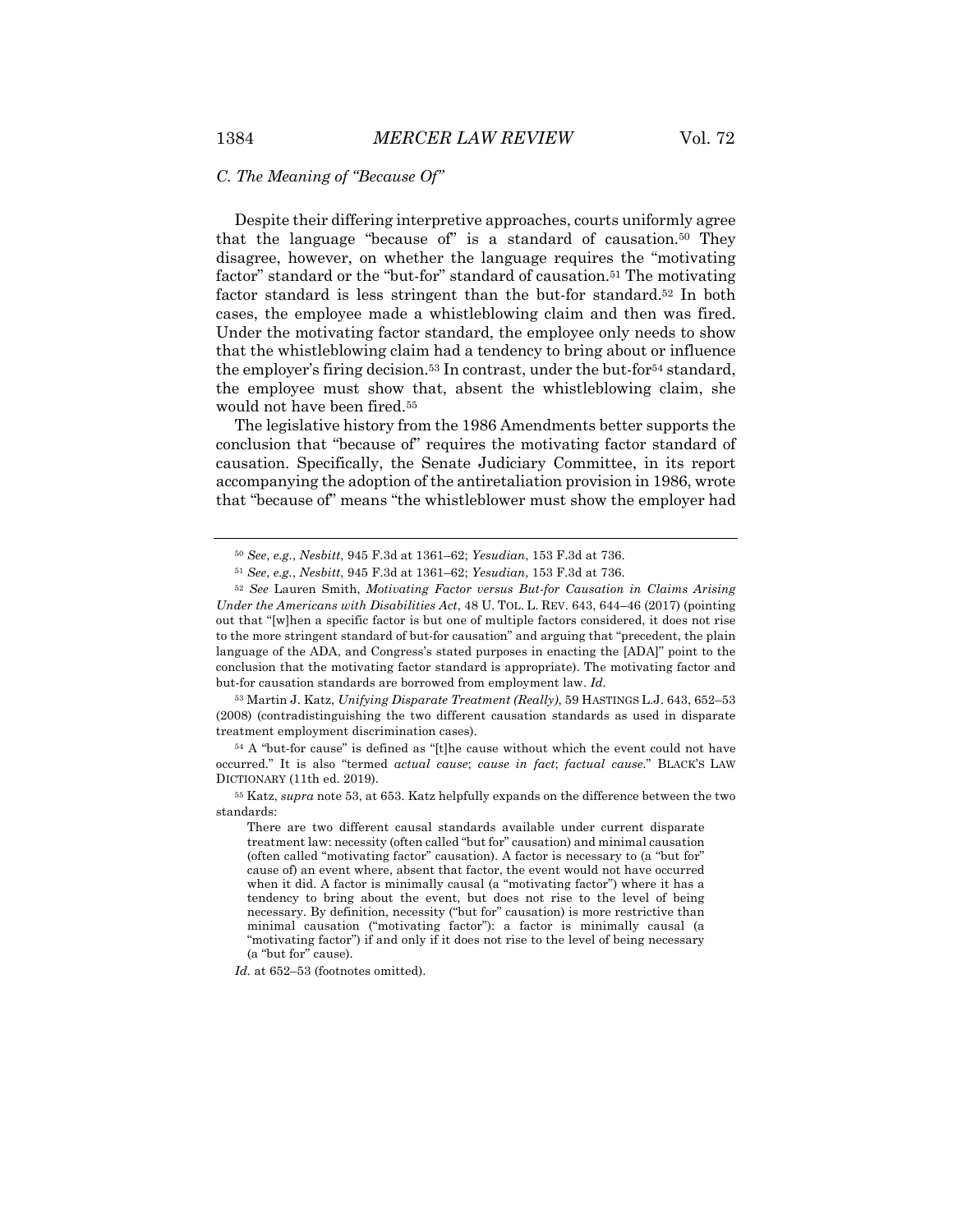### C. The Meaning of "Because Of"

Despite their differing interpretive approaches, courts uniformly agree that the language "because of" is a standard of causation.[50] They disagree, however, on whether the language requires the "motivating factor" standard or the "but-for" standard of causation.[51] The motivating factor standard is less stringent than the but-for standard.[52] In both cases, the employee made a whistleblowing claim and then was fired. Under the motivating factor standard, the employee only needs to show that the whistleblowing claim had a tendency to bring about or influence the employer's firing decision.[53] In contrast, under the but-for[54] standard, the employee must show that, absent the whistleblowing claim, she would not have been fired.[55]

The legislative history from the 1986 Amendments better supports the conclusion that "because of" requires the motivating factor standard of causation. Specifically, the Senate Judiciary Committee, in its report accompanying the adoption of the antiretaliation provision in 1986, wrote that "because of" means "the whistleblower must show the employer had

---

[50] *See*, *e.g.*, *Nesbitt*, 945 F.3d at 1361–62; *Yesudian*, 153 F.3d at 736.

[51] *See*, *e.g.*, *Nesbitt*, 945 F.3d at 1361–62; *Yesudian*, 153 F.3d at 736.

[52] *See* Lauren Smith, *Motivating Factor versus But-for Causation in Claims Arising Under the Americans with Disabilities Act*, 48 U. TOL. L. REV. 643, 644–46 (2017) (pointing out that "[w]hen a specific factor is but one of multiple factors considered, it does not rise to the more stringent standard of but-for causation" and arguing that "precedent, the plain language of the ADA, and Congress's stated purposes in enacting the [ADA]" point to the conclusion that the motivating factor standard is appropriate). The motivating factor and but-for causation standards are borrowed from employment law. *Id.*

[53] Martin J. Katz, *Unifying Disparate Treatment (Really)*, 59 HASTINGS L.J. 643, 652–53 (2008) (contradistinguishing the two different causation standards as used in disparate treatment employment discrimination cases).

[54] A "but-for cause" is defined as "[t]he cause without which the event could not have occurred." It is also "termed *actual cause*; *cause in fact*; *factual cause*." BLACK'S LAW DICTIONARY (11th ed. 2019).

[55] Katz, *supra* note 53, at 653. Katz helpfully expands on the difference between the two standards:

> There are two different causal standards available under current disparate treatment law: necessity (often called "but for" causation) and minimal causation (often called "motivating factor" causation). A factor is necessary to (a "but for" cause of) an event where, absent that factor, the event would not have occurred when it did. A factor is minimally causal (a "motivating factor") where it has a tendency to bring about the event, but does not rise to the level of being necessary. By definition, necessity ("but for" causation) is more restrictive than minimal causation ("motivating factor"): a factor is minimally causal (a "motivating factor") if and only if it does not rise to the level of being necessary (a "but for" cause).

*Id.* at 652–53 (footnotes omitted).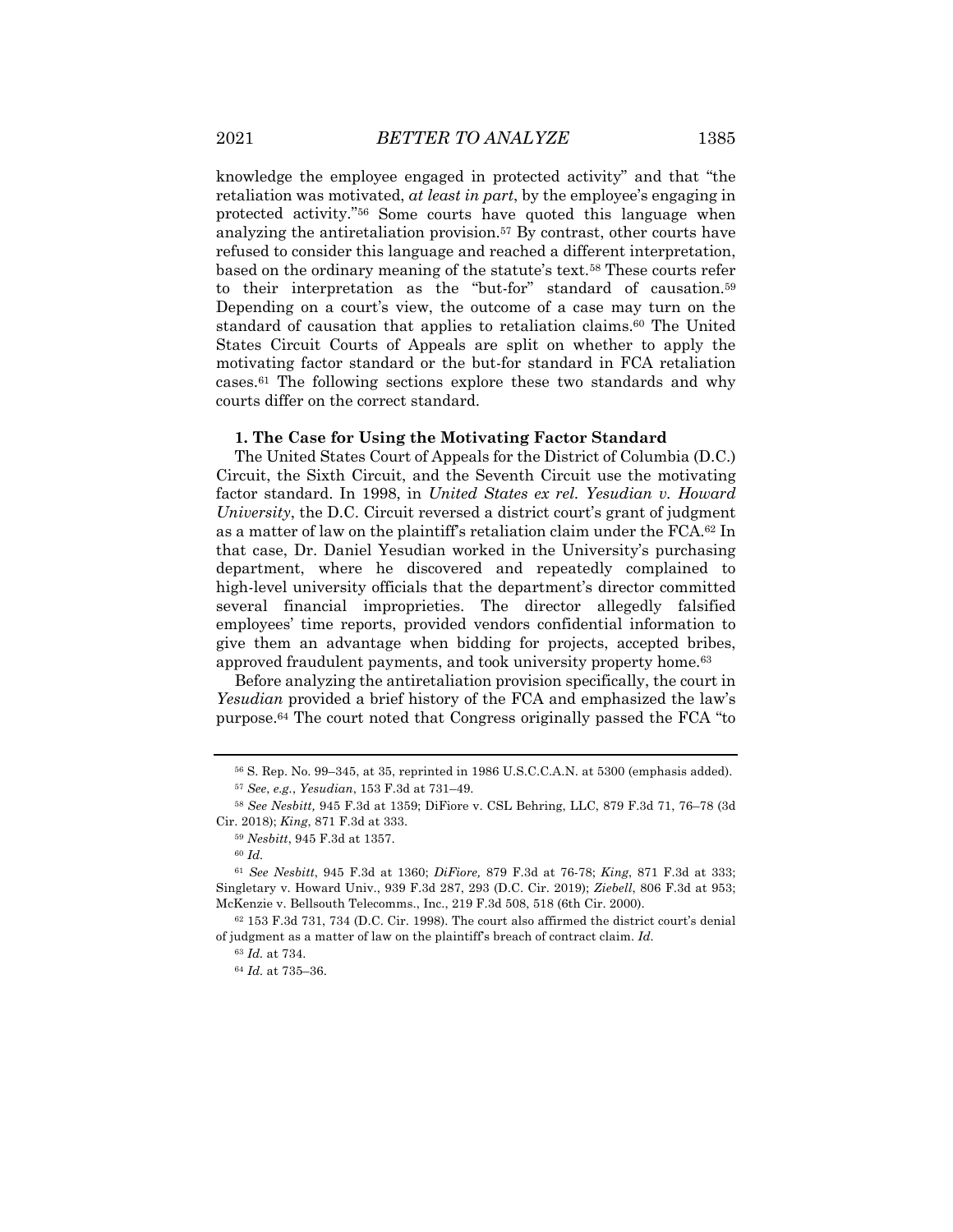knowledge the employee engaged in protected activity" and that "the retaliation was motivated, *at least in part*, by the employee's engaging in protected activity."[56] Some courts have quoted this language when analyzing the antiretaliation provision.[57] By contrast, other courts have refused to consider this language and reached a different interpretation, based on the ordinary meaning of the statute's text.[58] These courts refer to their interpretation as the "but-for" standard of causation.[59] Depending on a court's view, the outcome of a case may turn on the standard of causation that applies to retaliation claims.[60] The United States Circuit Courts of Appeals are split on whether to apply the motivating factor standard or the but-for standard in FCA retaliation cases.[61] The following sections explore these two standards and why courts differ on the correct standard.

### 1. The Case for Using the Motivating Factor Standard

The United States Court of Appeals for the District of Columbia (D.C.) Circuit, the Sixth Circuit, and the Seventh Circuit use the motivating factor standard. In 1998, in *United States ex rel. Yesudian v. Howard University*, the D.C. Circuit reversed a district court's grant of judgment as a matter of law on the plaintiff's retaliation claim under the FCA.[62] In that case, Dr. Daniel Yesudian worked in the University's purchasing department, where he discovered and repeatedly complained to high-level university officials that the department's director committed several financial improprieties. The director allegedly falsified employees' time reports, provided vendors confidential information to give them an advantage when bidding for projects, accepted bribes, approved fraudulent payments, and took university property home.[63]

Before analyzing the antiretaliation provision specifically, the court in *Yesudian* provided a brief history of the FCA and emphasized the law's purpose.[64] The court noted that Congress originally passed the FCA "to

---

[56] S. Rep. No. 99–345, at 35, reprinted in 1986 U.S.C.C.A.N. at 5300 (emphasis added).

[57] *See*, *e.g.*, *Yesudian*, 153 F.3d at 731–49.

[58] *See Nesbitt,* 945 F.3d at 1359; DiFiore v. CSL Behring, LLC, 879 F.3d 71, 76–78 (3d Cir. 2018); *King*, 871 F.3d at 333.

[59] *Nesbitt*, 945 F.3d at 1357.

[60] *Id.*

[61] *See Nesbitt*, 945 F.3d at 1360; *DiFiore,* 879 F.3d at 76-78; *King*, 871 F.3d at 333; Singletary v. Howard Univ., 939 F.3d 287, 293 (D.C. Cir. 2019); *Ziebell*, 806 F.3d at 953; McKenzie v. Bellsouth Telecomms., Inc., 219 F.3d 508, 518 (6th Cir. 2000).

[62] 153 F.3d 731, 734 (D.C. Cir. 1998). The court also affirmed the district court's denial of judgment as a matter of law on the plaintiff's breach of contract claim. *Id.*

[63] *Id.* at 734.

[64] *Id.* at 735–36.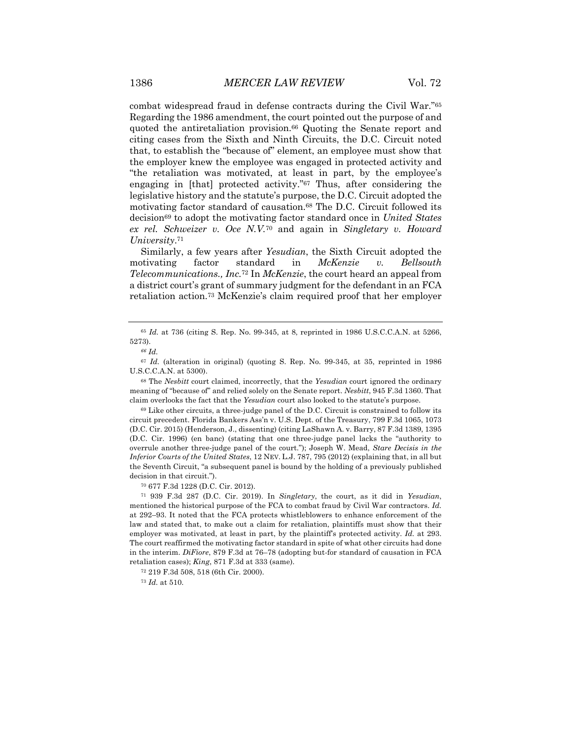combat widespread fraud in defense contracts during the Civil War."[65] Regarding the 1986 amendment, the court pointed out the purpose of and quoted the antiretaliation provision.[66] Quoting the Senate report and citing cases from the Sixth and Ninth Circuits, the D.C. Circuit noted that, to establish the "because of" element, an employee must show that the employer knew the employee was engaged in protected activity and "the retaliation was motivated, at least in part, by the employee's engaging in [that] protected activity."[67] Thus, after considering the legislative history and the statute's purpose, the D.C. Circuit adopted the motivating factor standard of causation.[68] The D.C. Circuit followed its decision[69] to adopt the motivating factor standard once in *United States ex rel. Schweizer v. Oce N.V.*[70] and again in *Singletary v. Howard University*.[71]

Similarly, a few years after *Yesudian*, the Sixth Circuit adopted the motivating factor standard in *McKenzie v. Bellsouth Telecommunications., Inc.*[72] In *McKenzie*, the court heard an appeal from a district court's grant of summary judgment for the defendant in an FCA retaliation action.[73] McKenzie's claim required proof that her employer

---

[65] *Id.* at 736 (citing S. Rep. No. 99-345, at 8, reprinted in 1986 U.S.C.C.A.N. at 5266, 5273).

[66] *Id.*

[67] *Id.* (alteration in original) (quoting S. Rep. No. 99-345, at 35, reprinted in 1986 U.S.C.C.A.N. at 5300).

[68] The *Nesbitt* court claimed, incorrectly, that the *Yesudian* court ignored the ordinary meaning of "because of" and relied solely on the Senate report. *Nesbitt*, 945 F.3d 1360. That claim overlooks the fact that the *Yesudian* court also looked to the statute's purpose.

[69] Like other circuits, a three-judge panel of the D.C. Circuit is constrained to follow its circuit precedent. Florida Bankers Ass'n v. U.S. Dept. of the Treasury, 799 F.3d 1065, 1073 (D.C. Cir. 2015) (Henderson, J., dissenting) (citing LaShawn A. v. Barry, 87 F.3d 1389, 1395 (D.C. Cir. 1996) (en banc) (stating that one three-judge panel lacks the "authority to overrule another three-judge panel of the court."); Joseph W. Mead, *Stare Decisis in the Inferior Courts of the United States*, 12 NEV. L.J. 787, 795 (2012) (explaining that, in all but the Seventh Circuit, "a subsequent panel is bound by the holding of a previously published decision in that circuit.").

[70] 677 F.3d 1228 (D.C. Cir. 2012).

[71] 939 F.3d 287 (D.C. Cir. 2019). In *Singletary*, the court, as it did in *Yesudian*, mentioned the historical purpose of the FCA to combat fraud by Civil War contractors. *Id.* at 292–93. It noted that the FCA protects whistleblowers to enhance enforcement of the law and stated that, to make out a claim for retaliation, plaintiffs must show that their employer was motivated, at least in part, by the plaintiff's protected activity. *Id.* at 293. The court reaffirmed the motivating factor standard in spite of what other circuits had done in the interim. *DiFiore*, 879 F.3d at 76–78 (adopting but-for standard of causation in FCA retaliation cases); *King*, 871 F.3d at 333 (same).

[72] 219 F.3d 508, 518 (6th Cir. 2000).

[73] *Id.* at 510.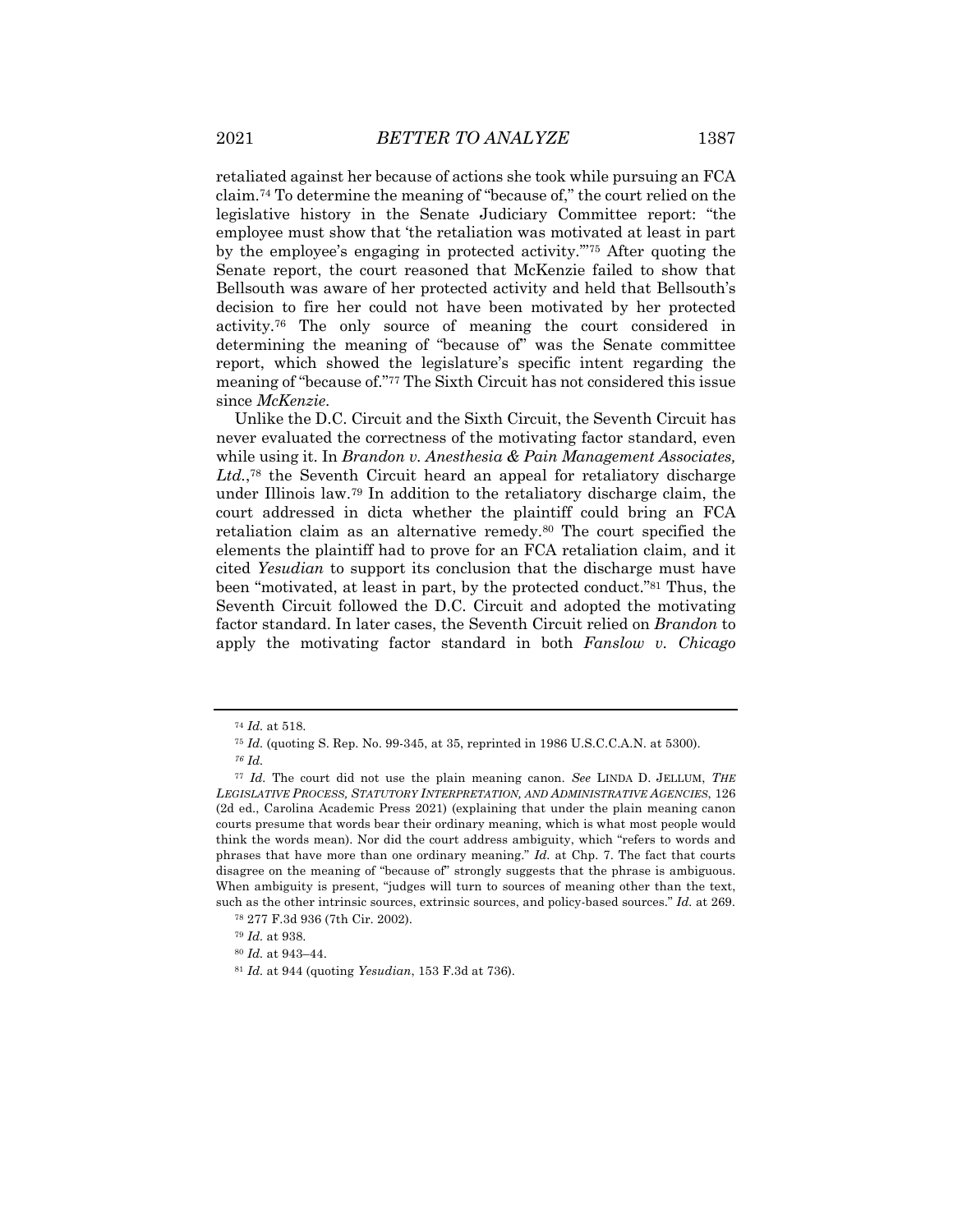retaliated against her because of actions she took while pursuing an FCA claim.[74] To determine the meaning of "because of," the court relied on the legislative history in the Senate Judiciary Committee report: "the employee must show that 'the retaliation was motivated at least in part by the employee's engaging in protected activity.'"[75] After quoting the Senate report, the court reasoned that McKenzie failed to show that Bellsouth was aware of her protected activity and held that Bellsouth's decision to fire her could not have been motivated by her protected activity.[76] The only source of meaning the court considered in determining the meaning of "because of" was the Senate committee report, which showed the legislature's specific intent regarding the meaning of "because of."[77] The Sixth Circuit has not considered this issue since *McKenzie*.

Unlike the D.C. Circuit and the Sixth Circuit, the Seventh Circuit has never evaluated the correctness of the motivating factor standard, even while using it. In *Brandon v. Anesthesia & Pain Management Associates, Ltd.*,[78] the Seventh Circuit heard an appeal for retaliatory discharge under Illinois law.[79] In addition to the retaliatory discharge claim, the court addressed in dicta whether the plaintiff could bring an FCA retaliation claim as an alternative remedy.[80] The court specified the elements the plaintiff had to prove for an FCA retaliation claim, and it cited *Yesudian* to support its conclusion that the discharge must have been "motivated, at least in part, by the protected conduct."[81] Thus, the Seventh Circuit followed the D.C. Circuit and adopted the motivating factor standard. In later cases, the Seventh Circuit relied on *Brandon* to apply the motivating factor standard in both *Fanslow v. Chicago*

---

[74] *Id.* at 518.

[75] *Id.* (quoting S. Rep. No. 99-345, at 35, reprinted in 1986 U.S.C.C.A.N. at 5300).

[76] *Id.*

[77] *Id.* The court did not use the plain meaning canon. *See* LINDA D. JELLUM, *THE LEGISLATIVE PROCESS, STATUTORY INTERPRETATION, AND ADMINISTRATIVE AGENCIES*, 126 (2d ed., Carolina Academic Press 2021) (explaining that under the plain meaning canon courts presume that words bear their ordinary meaning, which is what most people would think the words mean). Nor did the court address ambiguity, which "refers to words and phrases that have more than one ordinary meaning." *Id.* at Chp. 7. The fact that courts disagree on the meaning of "because of" strongly suggests that the phrase is ambiguous. When ambiguity is present, "judges will turn to sources of meaning other than the text, such as the other intrinsic sources, extrinsic sources, and policy-based sources." *Id.* at 269.

[78] 277 F.3d 936 (7th Cir. 2002).

[79] *Id.* at 938.

[80] *Id.* at 943–44.

[81] *Id.* at 944 (quoting *Yesudian*, 153 F.3d at 736).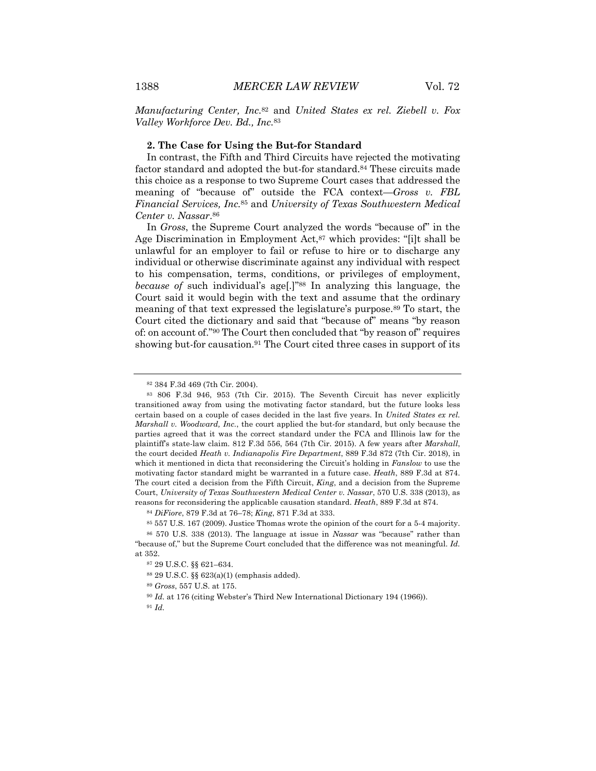*Manufacturing Center, Inc.*[82] and *United States ex rel. Ziebell v. Fox Valley Workforce Dev. Bd., Inc.*[83]

### 2. The Case for Using the But-for Standard

In contrast, the Fifth and Third Circuits have rejected the motivating factor standard and adopted the but-for standard.[84] These circuits made this choice as a response to two Supreme Court cases that addressed the meaning of "because of" outside the FCA context—*Gross v. FBL Financial Services, Inc.*[85] and *University of Texas Southwestern Medical Center v. Nassar*.[86]

In *Gross*, the Supreme Court analyzed the words "because of" in the Age Discrimination in Employment Act,[87] which provides: "[i]t shall be unlawful for an employer to fail or refuse to hire or to discharge any individual or otherwise discriminate against any individual with respect to his compensation, terms, conditions, or privileges of employment, *because of* such individual's age[.]"[88] In analyzing this language, the Court said it would begin with the text and assume that the ordinary meaning of that text expressed the legislature's purpose.[89] To start, the Court cited the dictionary and said that "because of" means "by reason of: on account of."[90] The Court then concluded that "by reason of" requires showing but-for causation.[91] The Court cited three cases in support of its

---

[82] 384 F.3d 469 (7th Cir. 2004).

[83] 806 F.3d 946, 953 (7th Cir. 2015). The Seventh Circuit has never explicitly transitioned away from using the motivating factor standard, but the future looks less certain based on a couple of cases decided in the last five years. In *United States ex rel. Marshall v. Woodward, Inc.*, the court applied the but-for standard, but only because the parties agreed that it was the correct standard under the FCA and Illinois law for the plaintiff's state-law claim. 812 F.3d 556, 564 (7th Cir. 2015). A few years after *Marshall*, the court decided *Heath v. Indianapolis Fire Department*, 889 F.3d 872 (7th Cir. 2018), in which it mentioned in dicta that reconsidering the Circuit's holding in *Fanslow* to use the motivating factor standard might be warranted in a future case. *Heath*, 889 F.3d at 874. The court cited a decision from the Fifth Circuit, *King*, and a decision from the Supreme Court, *University of Texas Southwestern Medical Center v. Nassar*, 570 U.S. 338 (2013), as reasons for reconsidering the applicable causation standard. *Heath*, 889 F.3d at 874.

[84] *DiFiore*, 879 F.3d at 76–78; *King*, 871 F.3d at 333.

[85] 557 U.S. 167 (2009). Justice Thomas wrote the opinion of the court for a 5-4 majority.

[86] 570 U.S. 338 (2013). The language at issue in *Nassar* was "because" rather than "because of," but the Supreme Court concluded that the difference was not meaningful. *Id.* at 352.

[87] 29 U.S.C. §§ 621–634.

[88] 29 U.S.C. §§ 623(a)(1) (emphasis added).

[89] *Gross*, 557 U.S. at 175.

[90] *Id.* at 176 (citing Webster's Third New International Dictionary 194 (1966)).

[91] *Id.*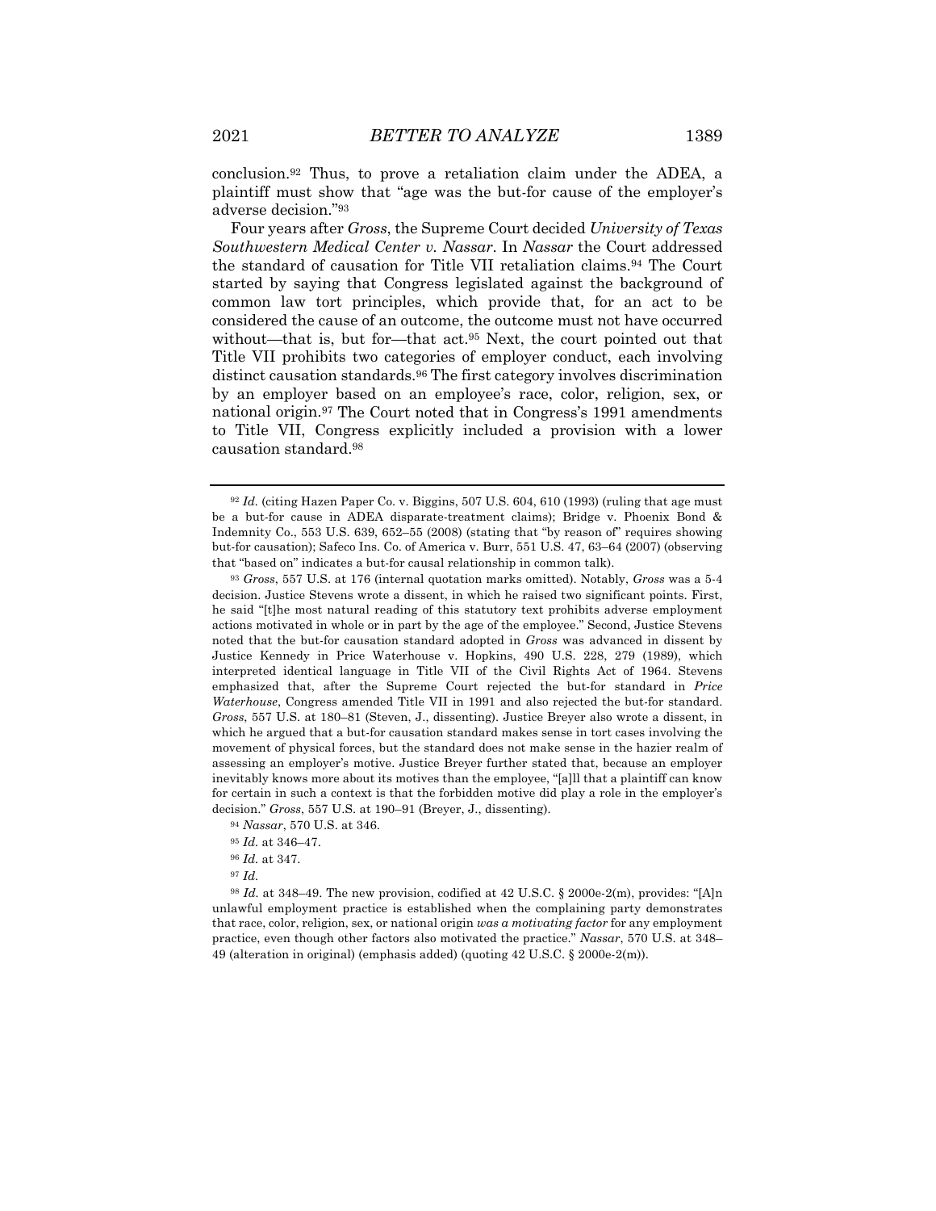conclusion.[92] Thus, to prove a retaliation claim under the ADEA, a plaintiff must show that "age was the but-for cause of the employer's adverse decision."[93]

Four years after *Gross*, the Supreme Court decided *University of Texas Southwestern Medical Center v. Nassar*. In *Nassar* the Court addressed the standard of causation for Title VII retaliation claims.[94] The Court started by saying that Congress legislated against the background of common law tort principles, which provide that, for an act to be considered the cause of an outcome, the outcome must not have occurred without—that is, but for—that act.[95] Next, the court pointed out that Title VII prohibits two categories of employer conduct, each involving distinct causation standards.[96] The first category involves discrimination by an employer based on an employee's race, color, religion, sex, or national origin.[97] The Court noted that in Congress's 1991 amendments to Title VII, Congress explicitly included a provision with a lower causation standard.[98]

---

[92] *Id.* (citing Hazen Paper Co. v. Biggins, 507 U.S. 604, 610 (1993) (ruling that age must be a but-for cause in ADEA disparate-treatment claims); Bridge v. Phoenix Bond & Indemnity Co., 553 U.S. 639, 652–55 (2008) (stating that "by reason of" requires showing but-for causation); Safeco Ins. Co. of America v. Burr, 551 U.S. 47, 63–64 (2007) (observing that "based on" indicates a but-for causal relationship in common talk).

[93] *Gross*, 557 U.S. at 176 (internal quotation marks omitted). Notably, *Gross* was a 5-4 decision. Justice Stevens wrote a dissent, in which he raised two significant points. First, he said "[t]he most natural reading of this statutory text prohibits adverse employment actions motivated in whole or in part by the age of the employee." Second, Justice Stevens noted that the but-for causation standard adopted in *Gross* was advanced in dissent by Justice Kennedy in Price Waterhouse v. Hopkins, 490 U.S. 228, 279 (1989), which interpreted identical language in Title VII of the Civil Rights Act of 1964. Stevens emphasized that, after the Supreme Court rejected the but-for standard in *Price Waterhouse*, Congress amended Title VII in 1991 and also rejected the but-for standard. *Gross*, 557 U.S. at 180–81 (Steven, J., dissenting). Justice Breyer also wrote a dissent, in which he argued that a but-for causation standard makes sense in tort cases involving the movement of physical forces, but the standard does not make sense in the hazier realm of assessing an employer's motive. Justice Breyer further stated that, because an employer inevitably knows more about its motives than the employee, "[a]ll that a plaintiff can know for certain in such a context is that the forbidden motive did play a role in the employer's decision." *Gross*, 557 U.S. at 190–91 (Breyer, J., dissenting).

[94] *Nassar*, 570 U.S. at 346.

[95] *Id.* at 346–47.

[96] *Id.* at 347.

[97] *Id.*

[98] *Id.* at 348–49. The new provision, codified at 42 U.S.C. § 2000e-2(m), provides: "[A]n unlawful employment practice is established when the complaining party demonstrates that race, color, religion, sex, or national origin *was a motivating factor* for any employment practice, even though other factors also motivated the practice." *Nassar*, 570 U.S. at 348–49 (alteration in original) (emphasis added) (quoting 42 U.S.C. § 2000e-2(m)).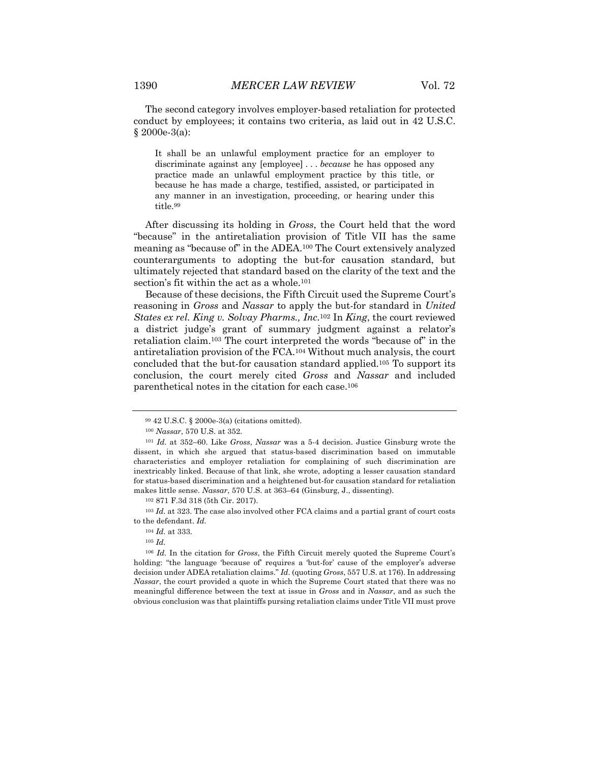The second category involves employer-based retaliation for protected conduct by employees; it contains two criteria, as laid out in 42 U.S.C. § 2000e-3(a):

> It shall be an unlawful employment practice for an employer to discriminate against any [employee] . . . *because* he has opposed any practice made an unlawful employment practice by this title, or because he has made a charge, testified, assisted, or participated in any manner in an investigation, proceeding, or hearing under this title.[99]

After discussing its holding in *Gross*, the Court held that the word "because" in the antiretaliation provision of Title VII has the same meaning as "because of" in the ADEA.[100] The Court extensively analyzed counterarguments to adopting the but-for causation standard, but ultimately rejected that standard based on the clarity of the text and the section's fit within the act as a whole.[101]

Because of these decisions, the Fifth Circuit used the Supreme Court's reasoning in *Gross* and *Nassar* to apply the but-for standard in *United States ex rel. King v. Solvay Pharms., Inc.*[102] In *King*, the court reviewed a district judge's grant of summary judgment against a relator's retaliation claim.[103] The court interpreted the words "because of" in the antiretaliation provision of the FCA.[104] Without much analysis, the court concluded that the but-for causation standard applied.[105] To support its conclusion, the court merely cited *Gross* and *Nassar* and included parenthetical notes in the citation for each case.[106]

---

[99] 42 U.S.C. § 2000e-3(a) (citations omitted).

[100] *Nassar*, 570 U.S. at 352.

[101] *Id.* at 352–60. Like *Gross*, *Nassar* was a 5-4 decision. Justice Ginsburg wrote the dissent, in which she argued that status-based discrimination based on immutable characteristics and employer retaliation for complaining of such discrimination are inextricably linked. Because of that link, she wrote, adopting a lesser causation standard for status-based discrimination and a heightened but-for causation standard for retaliation makes little sense. *Nassar*, 570 U.S. at 363–64 (Ginsburg, J., dissenting).

[102] 871 F.3d 318 (5th Cir. 2017).

[103] *Id.* at 323. The case also involved other FCA claims and a partial grant of court costs to the defendant. *Id.*

[104] *Id.* at 333.

[105] *Id.*

[106] *Id.* In the citation for *Gross*, the Fifth Circuit merely quoted the Supreme Court's holding: "the language 'because of' requires a 'but-for' cause of the employer's adverse decision under ADEA retaliation claims." *Id*. (quoting *Gross*, 557 U.S. at 176). In addressing *Nassar*, the court provided a quote in which the Supreme Court stated that there was no meaningful difference between the text at issue in *Gross* and in *Nassar*, and as such the obvious conclusion was that plaintiffs pursing retaliation claims under Title VII must prove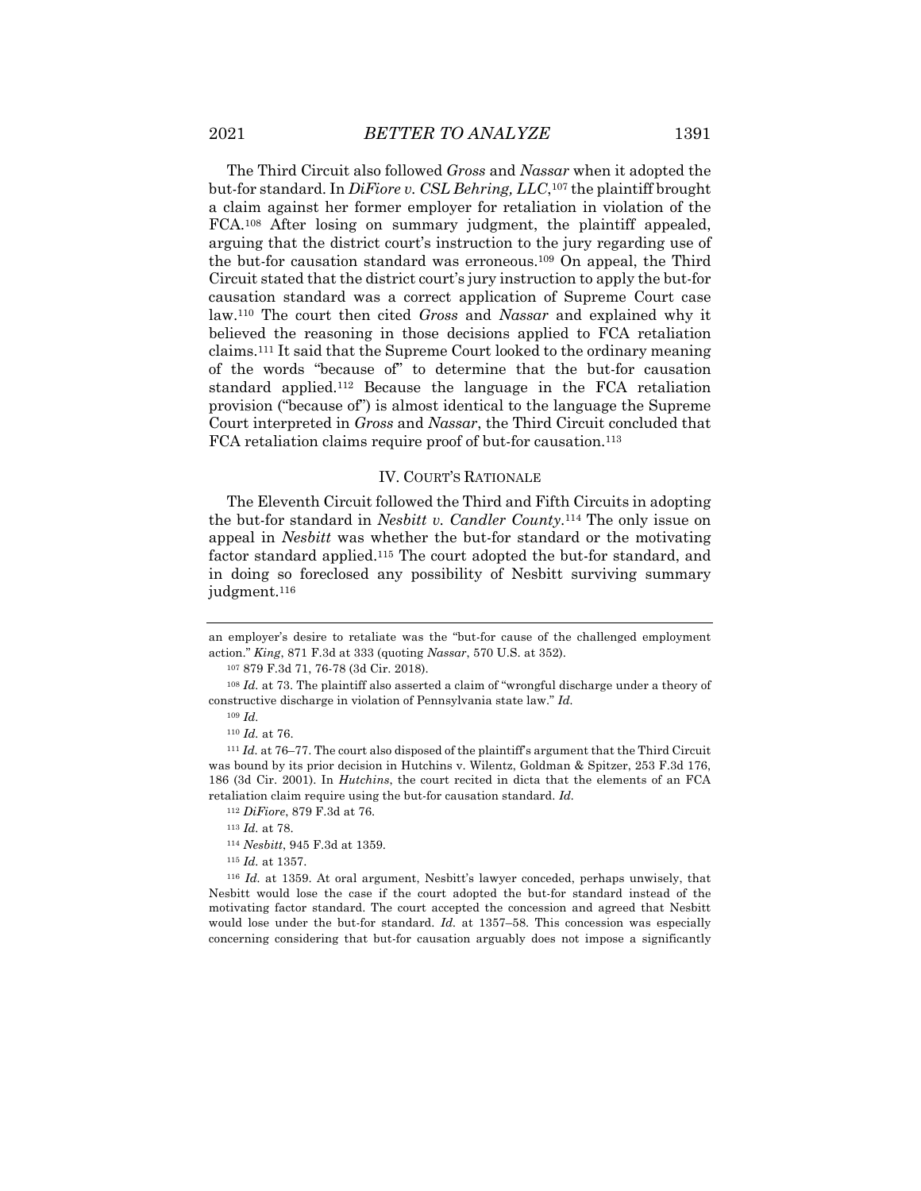The Third Circuit also followed *Gross* and *Nassar* when it adopted the but-for standard. In *DiFiore v. CSL Behring, LLC*,[107] the plaintiff brought a claim against her former employer for retaliation in violation of the FCA.[108] After losing on summary judgment, the plaintiff appealed, arguing that the district court's instruction to the jury regarding use of the but-for causation standard was erroneous.[109] On appeal, the Third Circuit stated that the district court's jury instruction to apply the but-for causation standard was a correct application of Supreme Court case law.[110] The court then cited *Gross* and *Nassar* and explained why it believed the reasoning in those decisions applied to FCA retaliation claims.[111] It said that the Supreme Court looked to the ordinary meaning of the words "because of" to determine that the but-for causation standard applied.[112] Because the language in the FCA retaliation provision ("because of") is almost identical to the language the Supreme Court interpreted in *Gross* and *Nassar*, the Third Circuit concluded that FCA retaliation claims require proof of but-for causation.[113]

## IV. COURT'S RATIONALE

The Eleventh Circuit followed the Third and Fifth Circuits in adopting the but-for standard in *Nesbitt v. Candler County*.[114] The only issue on appeal in *Nesbitt* was whether the but-for standard or the motivating factor standard applied.[115] The court adopted the but-for standard, and in doing so foreclosed any possibility of Nesbitt surviving summary judgment.[116]

---

an employer's desire to retaliate was the "but-for cause of the challenged employment action." *King*, 871 F.3d at 333 (quoting *Nassar*, 570 U.S. at 352).

[107] 879 F.3d 71, 76-78 (3d Cir. 2018).

[108] *Id.* at 73. The plaintiff also asserted a claim of "wrongful discharge under a theory of constructive discharge in violation of Pennsylvania state law." *Id.*

[109] *Id.*

[110] *Id.* at 76.

[111] *Id.* at 76–77. The court also disposed of the plaintiff's argument that the Third Circuit was bound by its prior decision in Hutchins v. Wilentz, Goldman & Spitzer, 253 F.3d 176, 186 (3d Cir. 2001). In *Hutchins*, the court recited in dicta that the elements of an FCA retaliation claim require using the but-for causation standard. *Id.*

[112] *DiFiore*, 879 F.3d at 76.

[113] *Id.* at 78.

[114] *Nesbitt*, 945 F.3d at 1359.

[115] *Id.* at 1357.

[116] *Id.* at 1359. At oral argument, Nesbitt's lawyer conceded, perhaps unwisely, that Nesbitt would lose the case if the court adopted the but-for standard instead of the motivating factor standard. The court accepted the concession and agreed that Nesbitt would lose under the but-for standard. *Id.* at 1357–58. This concession was especially concerning considering that but-for causation arguably does not impose a significantly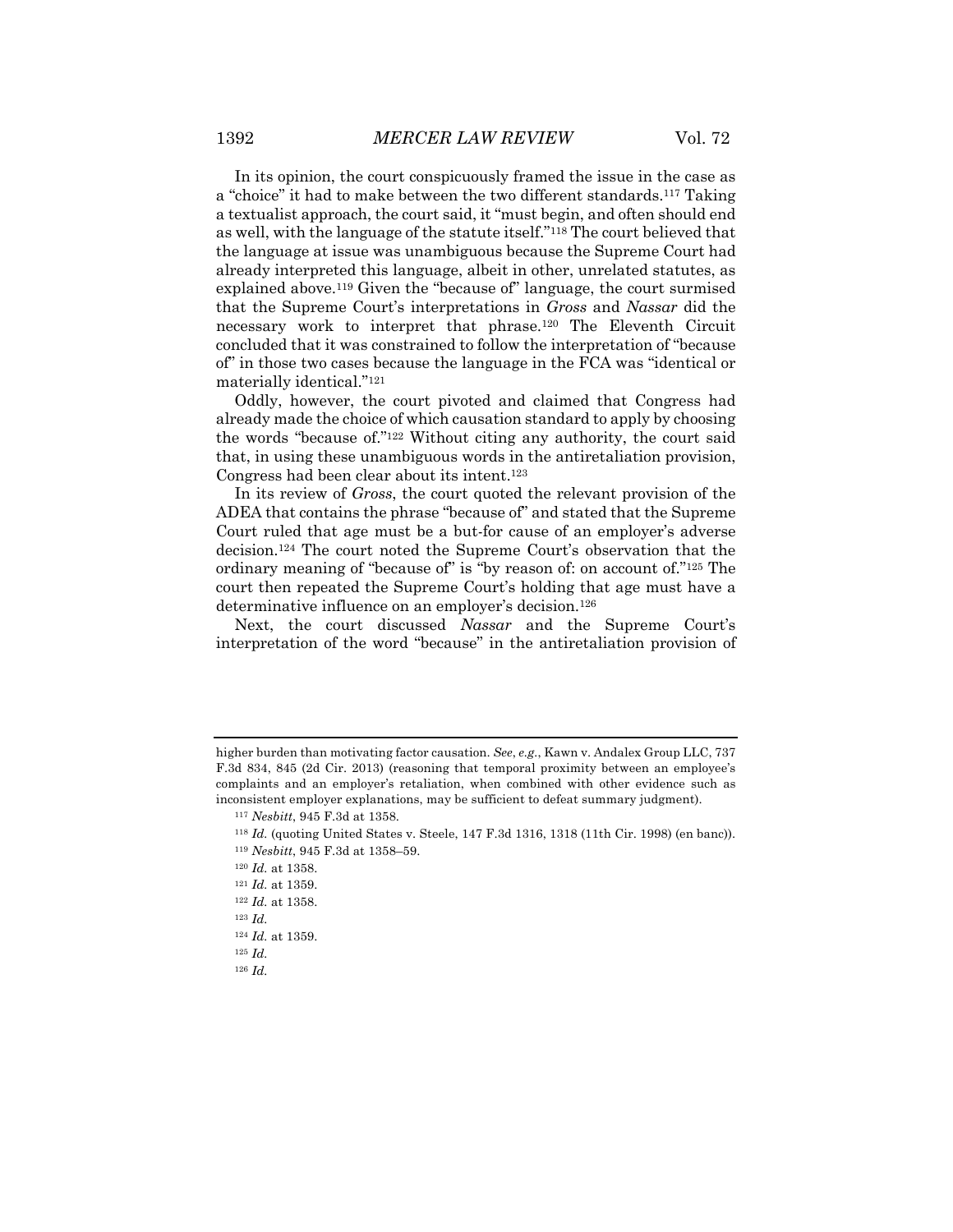In its opinion, the court conspicuously framed the issue in the case as a "choice" it had to make between the two different standards.[117] Taking a textualist approach, the court said, it "must begin, and often should end as well, with the language of the statute itself."[118] The court believed that the language at issue was unambiguous because the Supreme Court had already interpreted this language, albeit in other, unrelated statutes, as explained above.[119] Given the "because of" language, the court surmised that the Supreme Court's interpretations in *Gross* and *Nassar* did the necessary work to interpret that phrase.[120] The Eleventh Circuit concluded that it was constrained to follow the interpretation of "because of" in those two cases because the language in the FCA was "identical or materially identical."[121]

Oddly, however, the court pivoted and claimed that Congress had already made the choice of which causation standard to apply by choosing the words "because of."[122] Without citing any authority, the court said that, in using these unambiguous words in the antiretaliation provision, Congress had been clear about its intent.[123]

In its review of *Gross*, the court quoted the relevant provision of the ADEA that contains the phrase "because of" and stated that the Supreme Court ruled that age must be a but-for cause of an employer's adverse decision.[124] The court noted the Supreme Court's observation that the ordinary meaning of "because of" is "by reason of: on account of."[125] The court then repeated the Supreme Court's holding that age must have a determinative influence on an employer's decision.[126]

Next, the court discussed *Nassar* and the Supreme Court's interpretation of the word "because" in the antiretaliation provision of

---

higher burden than motivating factor causation. *See*, *e.g.*, Kawn v. Andalex Group LLC, 737 F.3d 834, 845 (2d Cir. 2013) (reasoning that temporal proximity between an employee's complaints and an employer's retaliation, when combined with other evidence such as inconsistent employer explanations, may be sufficient to defeat summary judgment).

[117] *Nesbitt*, 945 F.3d at 1358.

[118] *Id.* (quoting United States v. Steele, 147 F.3d 1316, 1318 (11th Cir. 1998) (en banc)).

[119] *Nesbitt*, 945 F.3d at 1358–59.

[120] *Id.* at 1358.

[121] *Id.* at 1359.

[122] *Id.* at 1358.

[123] *Id.*

[124] *Id.* at 1359.

[125] *Id.*

[126] *Id.*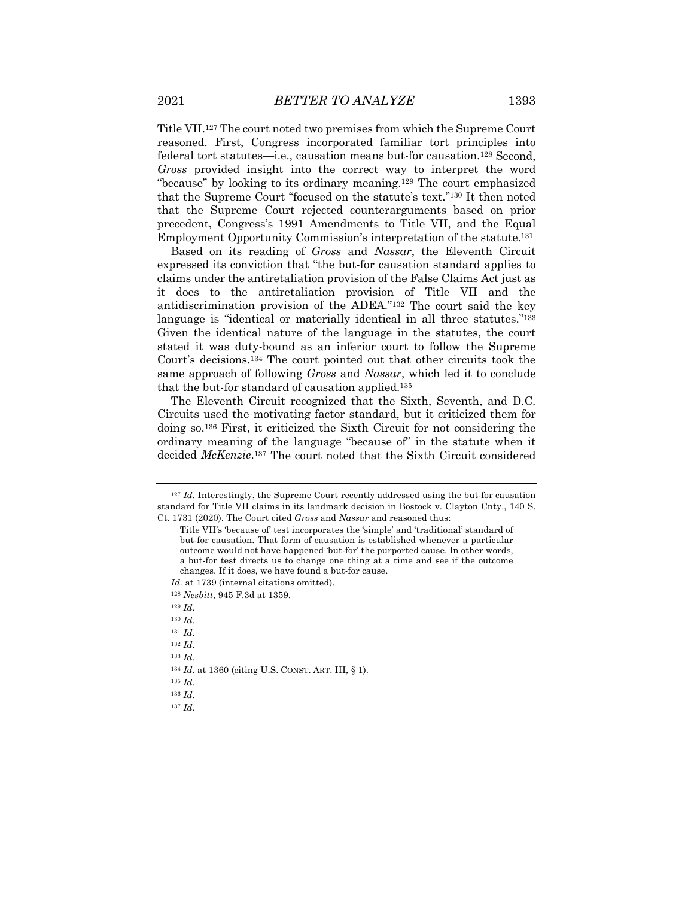Title VII.[127] The court noted two premises from which the Supreme Court reasoned. First, Congress incorporated familiar tort principles into federal tort statutes—i.e., causation means but-for causation.[128] Second, *Gross* provided insight into the correct way to interpret the word "because" by looking to its ordinary meaning.[129] The court emphasized that the Supreme Court "focused on the statute's text."[130] It then noted that the Supreme Court rejected counterarguments based on prior precedent, Congress's 1991 Amendments to Title VII, and the Equal Employment Opportunity Commission's interpretation of the statute.[131]

Based on its reading of *Gross* and *Nassar*, the Eleventh Circuit expressed its conviction that "the but-for causation standard applies to claims under the antiretaliation provision of the False Claims Act just as it does to the antiretaliation provision of Title VII and the antidiscrimination provision of the ADEA."[132] The court said the key language is "identical or materially identical in all three statutes."[133] Given the identical nature of the language in the statutes, the court stated it was duty-bound as an inferior court to follow the Supreme Court's decisions.[134] The court pointed out that other circuits took the same approach of following *Gross* and *Nassar*, which led it to conclude that the but-for standard of causation applied.[135]

The Eleventh Circuit recognized that the Sixth, Seventh, and D.C. Circuits used the motivating factor standard, but it criticized them for doing so.[136] First, it criticized the Sixth Circuit for not considering the ordinary meaning of the language "because of" in the statute when it decided *McKenzie*.[137] The court noted that the Sixth Circuit considered

---

[127] *Id.* Interestingly, the Supreme Court recently addressed using the but-for causation standard for Title VII claims in its landmark decision in Bostock v. Clayton Cnty., 140 S. Ct. 1731 (2020). The Court cited *Gross* and *Nassar* and reasoned thus:

> Title VII's 'because of' test incorporates the 'simple' and 'traditional' standard of but-for causation. That form of causation is established whenever a particular outcome would not have happened 'but-for' the purported cause. In other words, a but-for test directs us to change one thing at a time and see if the outcome changes. If it does, we have found a but-for cause.

*Id.* at 1739 (internal citations omitted).

[128] *Nesbitt*, 945 F.3d at 1359.

[129] *Id.*

[130] *Id.*

[131] *Id.*

[132] *Id.*

[133] *Id.*

[134] *Id.* at 1360 (citing U.S. CONST. ART. III, § 1).

[135] *Id.*

[136] *Id.*

[137] *Id.*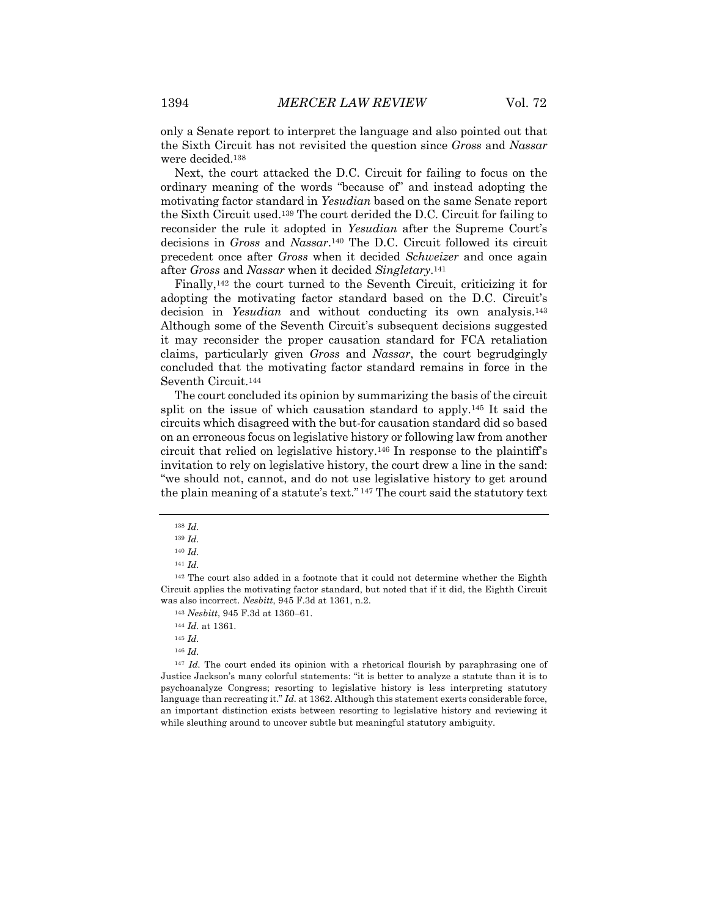only a Senate report to interpret the language and also pointed out that the Sixth Circuit has not revisited the question since *Gross* and *Nassar* were decided.[138]

Next, the court attacked the D.C. Circuit for failing to focus on the ordinary meaning of the words "because of" and instead adopting the motivating factor standard in *Yesudian* based on the same Senate report the Sixth Circuit used.[139] The court derided the D.C. Circuit for failing to reconsider the rule it adopted in *Yesudian* after the Supreme Court's decisions in *Gross* and *Nassar*.[140] The D.C. Circuit followed its circuit precedent once after *Gross* when it decided *Schweizer* and once again after *Gross* and *Nassar* when it decided *Singletary*.[141]

Finally,[142] the court turned to the Seventh Circuit, criticizing it for adopting the motivating factor standard based on the D.C. Circuit's decision in *Yesudian* and without conducting its own analysis.[143] Although some of the Seventh Circuit's subsequent decisions suggested it may reconsider the proper causation standard for FCA retaliation claims, particularly given *Gross* and *Nassar*, the court begrudgingly concluded that the motivating factor standard remains in force in the Seventh Circuit.[144]

The court concluded its opinion by summarizing the basis of the circuit split on the issue of which causation standard to apply.[145] It said the circuits which disagreed with the but-for causation standard did so based on an erroneous focus on legislative history or following law from another circuit that relied on legislative history.[146] In response to the plaintiff's invitation to rely on legislative history, the court drew a line in the sand: "we should not, cannot, and do not use legislative history to get around the plain meaning of a statute's text."[147] The court said the statutory text

---

[138] *Id.*

[139] *Id.*

[140] *Id.*

[141] *Id.*

[142] The court also added in a footnote that it could not determine whether the Eighth Circuit applies the motivating factor standard, but noted that if it did, the Eighth Circuit was also incorrect. *Nesbitt*, 945 F.3d at 1361, n.2.

[143] *Nesbitt*, 945 F.3d at 1360–61.

[144] *Id.* at 1361.

[145] *Id.*

[146] *Id.*

[147] *Id.* The court ended its opinion with a rhetorical flourish by paraphrasing one of Justice Jackson's many colorful statements: "it is better to analyze a statute than it is to psychoanalyze Congress; resorting to legislative history is less interpreting statutory language than recreating it." *Id.* at 1362. Although this statement exerts considerable force, an important distinction exists between resorting to legislative history and reviewing it while sleuthing around to uncover subtle but meaningful statutory ambiguity.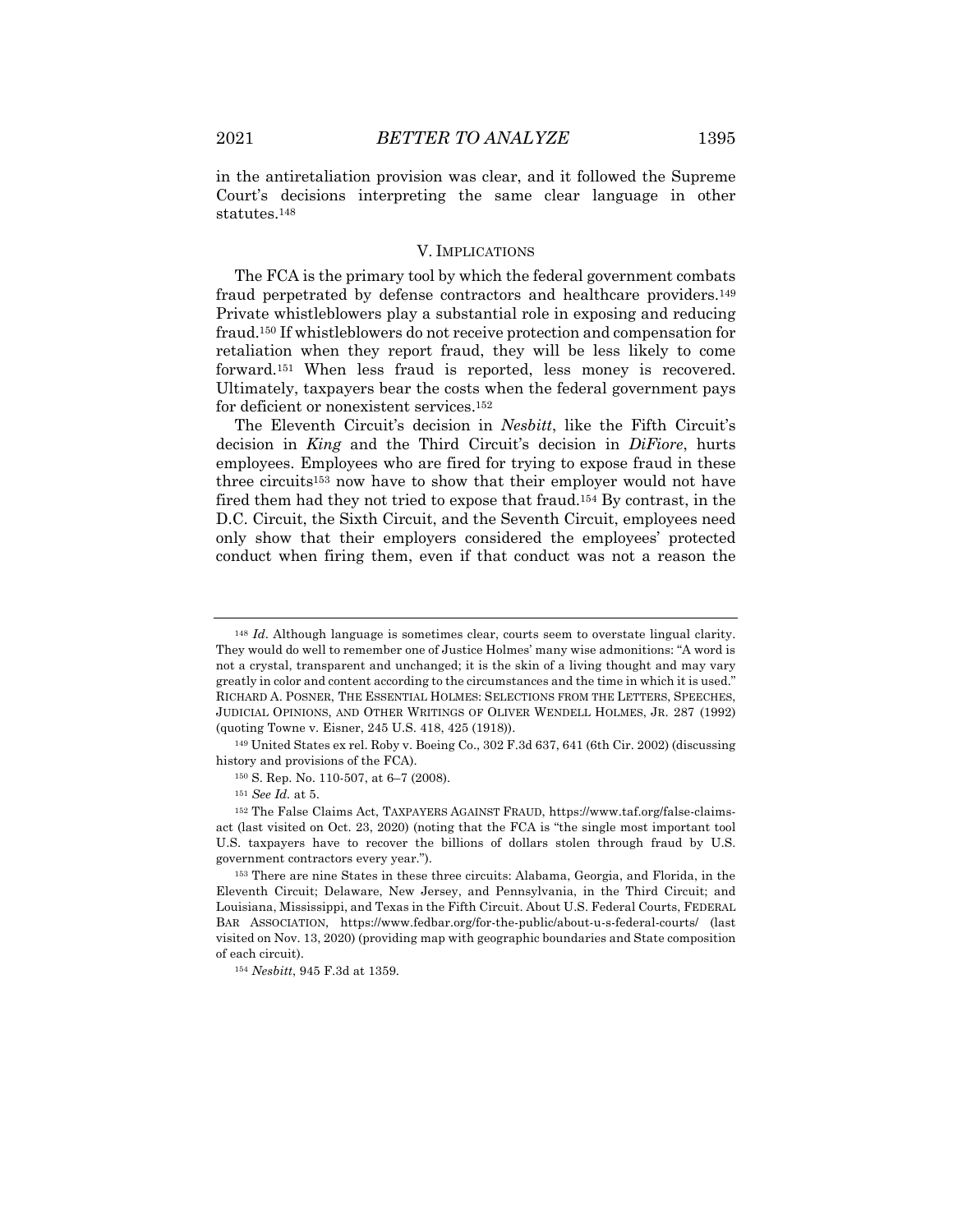in the antiretaliation provision was clear, and it followed the Supreme Court's decisions interpreting the same clear language in other statutes.[148]

## V. IMPLICATIONS

The FCA is the primary tool by which the federal government combats fraud perpetrated by defense contractors and healthcare providers.[149] Private whistleblowers play a substantial role in exposing and reducing fraud.[150] If whistleblowers do not receive protection and compensation for retaliation when they report fraud, they will be less likely to come forward.[151] When less fraud is reported, less money is recovered. Ultimately, taxpayers bear the costs when the federal government pays for deficient or nonexistent services.[152]

The Eleventh Circuit's decision in *Nesbitt*, like the Fifth Circuit's decision in *King* and the Third Circuit's decision in *DiFiore*, hurts employees. Employees who are fired for trying to expose fraud in these three circuits[153] now have to show that their employer would not have fired them had they not tried to expose that fraud.[154] By contrast, in the D.C. Circuit, the Sixth Circuit, and the Seventh Circuit, employees need only show that their employers considered the employees' protected conduct when firing them, even if that conduct was not a reason the

---

[148] *Id*. Although language is sometimes clear, courts seem to overstate lingual clarity. They would do well to remember one of Justice Holmes' many wise admonitions: "A word is not a crystal, transparent and unchanged; it is the skin of a living thought and may vary greatly in color and content according to the circumstances and the time in which it is used." RICHARD A. POSNER, THE ESSENTIAL HOLMES: SELECTIONS FROM THE LETTERS, SPEECHES, JUDICIAL OPINIONS, AND OTHER WRITINGS OF OLIVER WENDELL HOLMES, JR. 287 (1992) (quoting Towne v. Eisner, 245 U.S. 418, 425 (1918)).

[149] United States ex rel. Roby v. Boeing Co., 302 F.3d 637, 641 (6th Cir. 2002) (discussing history and provisions of the FCA).

[150] S. Rep. No. 110-507, at 6–7 (2008).

[151] *See Id.* at 5.

[152] The False Claims Act, TAXPAYERS AGAINST FRAUD, https://www.taf.org/false-claims-act (last visited on Oct. 23, 2020) (noting that the FCA is "the single most important tool U.S. taxpayers have to recover the billions of dollars stolen through fraud by U.S. government contractors every year.").

[153] There are nine States in these three circuits: Alabama, Georgia, and Florida, in the Eleventh Circuit; Delaware, New Jersey, and Pennsylvania, in the Third Circuit; and Louisiana, Mississippi, and Texas in the Fifth Circuit. About U.S. Federal Courts, FEDERAL BAR ASSOCIATION, https://www.fedbar.org/for-the-public/about-u-s-federal-courts/ (last visited on Nov. 13, 2020) (providing map with geographic boundaries and State composition of each circuit).

[154] *Nesbitt*, 945 F.3d at 1359.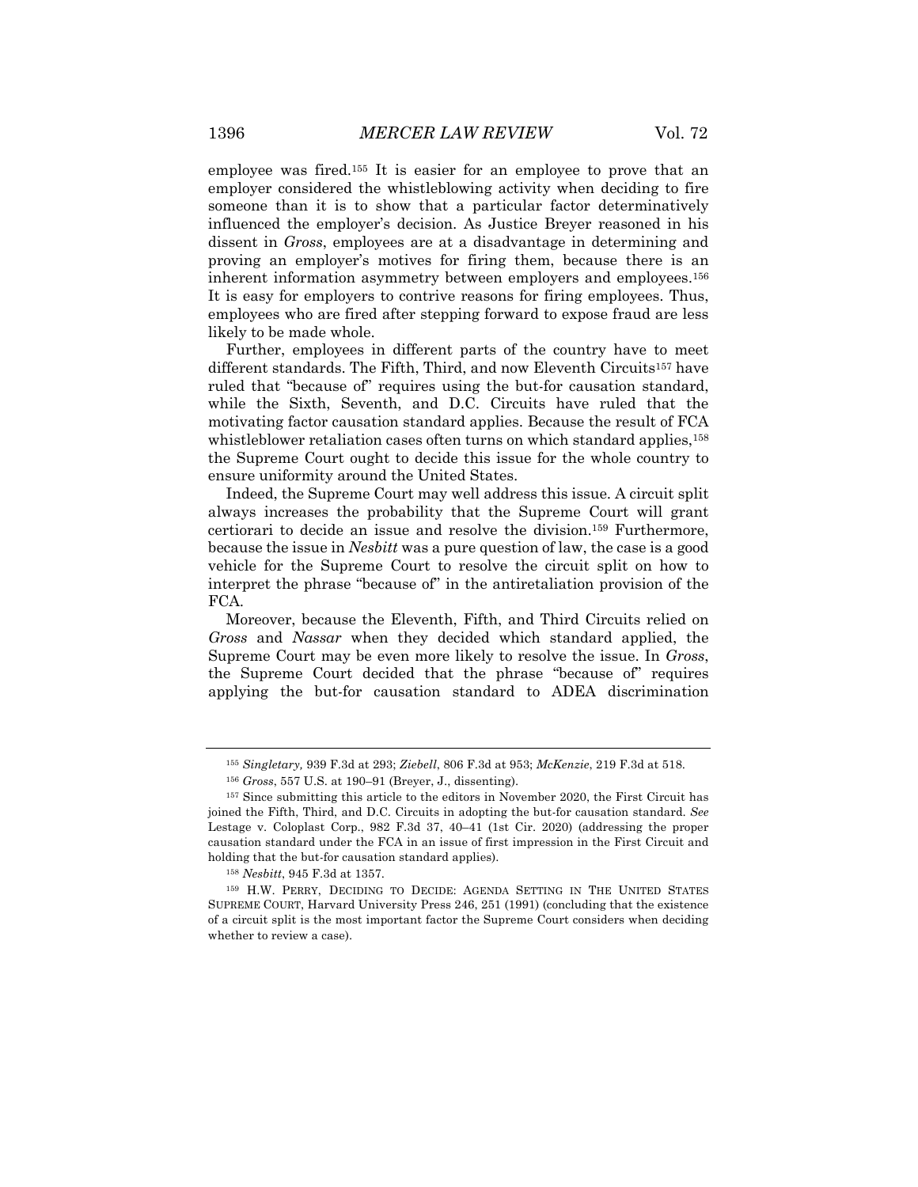employee was fired.[155] It is easier for an employee to prove that an employer considered the whistleblowing activity when deciding to fire someone than it is to show that a particular factor determinatively influenced the employer's decision. As Justice Breyer reasoned in his dissent in *Gross*, employees are at a disadvantage in determining and proving an employer's motives for firing them, because there is an inherent information asymmetry between employers and employees.[156] It is easy for employers to contrive reasons for firing employees. Thus, employees who are fired after stepping forward to expose fraud are less likely to be made whole.

Further, employees in different parts of the country have to meet different standards. The Fifth, Third, and now Eleventh Circuits[157] have ruled that "because of" requires using the but-for causation standard, while the Sixth, Seventh, and D.C. Circuits have ruled that the motivating factor causation standard applies. Because the result of FCA whistleblower retaliation cases often turns on which standard applies,[158] the Supreme Court ought to decide this issue for the whole country to ensure uniformity around the United States.

Indeed, the Supreme Court may well address this issue. A circuit split always increases the probability that the Supreme Court will grant certiorari to decide an issue and resolve the division.[159] Furthermore, because the issue in *Nesbitt* was a pure question of law, the case is a good vehicle for the Supreme Court to resolve the circuit split on how to interpret the phrase "because of" in the antiretaliation provision of the FCA.

Moreover, because the Eleventh, Fifth, and Third Circuits relied on *Gross* and *Nassar* when they decided which standard applied, the Supreme Court may be even more likely to resolve the issue. In *Gross*, the Supreme Court decided that the phrase "because of" requires applying the but-for causation standard to ADEA discrimination

---

[155] *Singletary,* 939 F.3d at 293; *Ziebell*, 806 F.3d at 953; *McKenzie*, 219 F.3d at 518.

[156] *Gross*, 557 U.S. at 190–91 (Breyer, J., dissenting).

[157] Since submitting this article to the editors in November 2020, the First Circuit has joined the Fifth, Third, and D.C. Circuits in adopting the but-for causation standard. *See* Lestage v. Coloplast Corp., 982 F.3d 37, 40–41 (1st Cir. 2020) (addressing the proper causation standard under the FCA in an issue of first impression in the First Circuit and holding that the but-for causation standard applies).

[158] *Nesbitt*, 945 F.3d at 1357.

[159] H.W. PERRY, DECIDING TO DECIDE: AGENDA SETTING IN THE UNITED STATES SUPREME COURT, Harvard University Press 246, 251 (1991) (concluding that the existence of a circuit split is the most important factor the Supreme Court considers when deciding whether to review a case).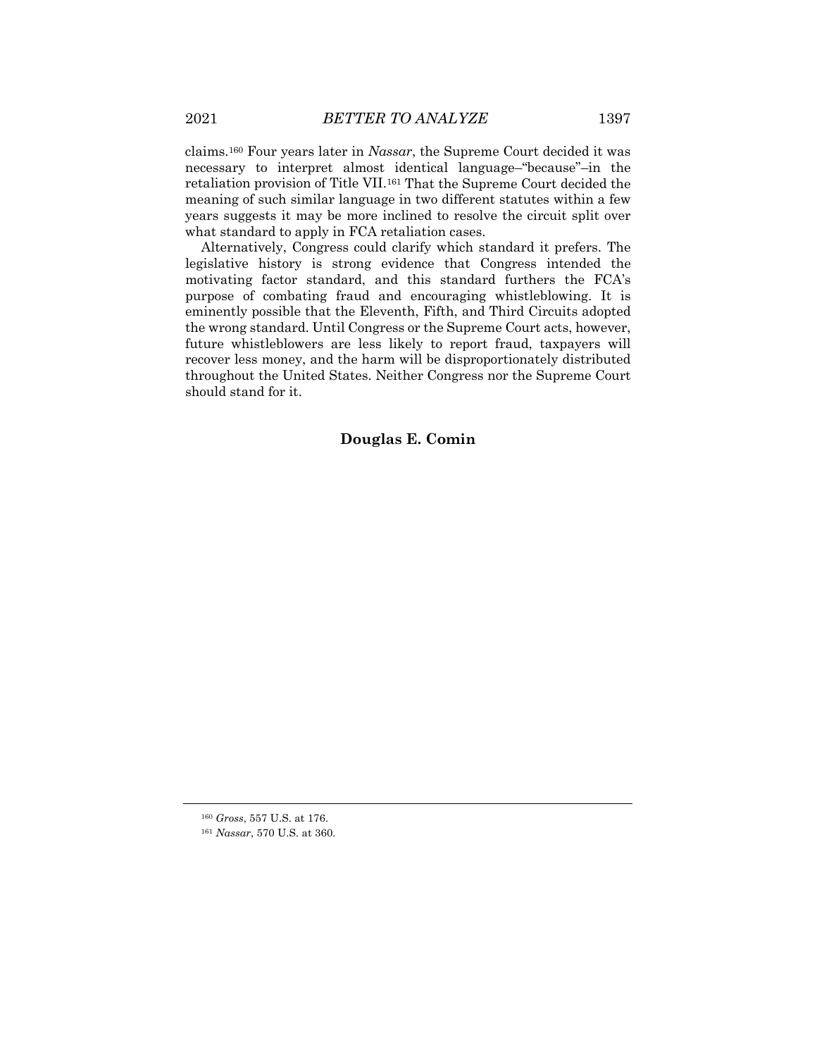claims.[160] Four years later in *Nassar*, the Supreme Court decided it was necessary to interpret almost identical language–"because"–in the retaliation provision of Title VII.[161] That the Supreme Court decided the meaning of such similar language in two different statutes within a few years suggests it may be more inclined to resolve the circuit split over what standard to apply in FCA retaliation cases.

Alternatively, Congress could clarify which standard it prefers. The legislative history is strong evidence that Congress intended the motivating factor standard, and this standard furthers the FCA's purpose of combating fraud and encouraging whistleblowing. It is eminently possible that the Eleventh, Fifth, and Third Circuits adopted the wrong standard. Until Congress or the Supreme Court acts, however, future whistleblowers are less likely to report fraud, taxpayers will recover less money, and the harm will be disproportionately distributed throughout the United States. Neither Congress nor the Supreme Court should stand for it.

**Douglas E. Comin**

---

[160] *Gross*, 557 U.S. at 176.

[161] *Nassar*, 570 U.S. at 360.